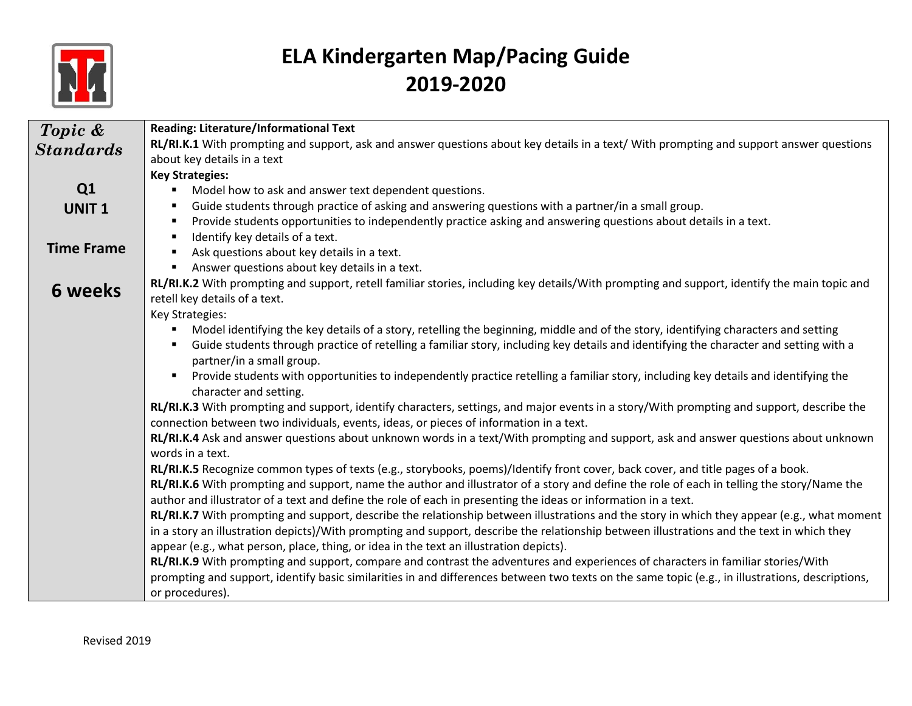# ELA Kindergarten Map/Pacing Guide
# 2019-2020

| *Topic & Standards*<br><br>**Q1**<br>**UNIT 1**<br><br>**Time Frame**<br><br>**6 weeks** | **Reading: Literature/Informational Text**<br>**RL/RI.K.1** With prompting and support, ask and answer questions about key details in a text/ With prompting and support answer questions about key details in a text<br>**Key Strategies:**<br>▪ Model how to ask and answer text dependent questions.<br>▪ Guide students through practice of asking and answering questions with a partner/in a small group.<br>▪ Provide students opportunities to independently practice asking and answering questions about details in a text.<br>▪ Identify key details of a text.<br>▪ Ask questions about key details in a text.<br>▪ Answer questions about key details in a text.<br>**RL/RI.K.2** With prompting and support, retell familiar stories, including key details/With prompting and support, identify the main topic and retell key details of a text.<br>Key Strategies:<br>▪ Model identifying the key details of a story, retelling the beginning, middle and of the story, identifying characters and setting<br>▪ Guide students through practice of retelling a familiar story, including key details and identifying the character and setting with a partner/in a small group.<br>▪ Provide students with opportunities to independently practice retelling a familiar story, including key details and identifying the character and setting.<br>**RL/RI.K.3** With prompting and support, identify characters, settings, and major events in a story/With prompting and support, describe the connection between two individuals, events, ideas, or pieces of information in a text.<br>**RL/RI.K.4** Ask and answer questions about unknown words in a text/With prompting and support, ask and answer questions about unknown words in a text.<br>**RL/RI.K.5** Recognize common types of texts (e.g., storybooks, poems)/Identify front cover, back cover, and title pages of a book.<br>**RL/RI.K.6** With prompting and support, name the author and illustrator of a story and define the role of each in telling the story/Name the author and illustrator of a text and define the role of each in presenting the ideas or information in a text.<br>**RL/RI.K.7** With prompting and support, describe the relationship between illustrations and the story in which they appear (e.g., what moment in a story an illustration depicts)/With prompting and support, describe the relationship between illustrations and the text in which they appear (e.g., what person, place, thing, or idea in the text an illustration depicts).<br>**RL/RI.K.9** With prompting and support, compare and contrast the adventures and experiences of characters in familiar stories/With prompting and support, identify basic similarities in and differences between two texts on the same topic (e.g., in illustrations, descriptions, or procedures). |
|---|---|

Revised 2019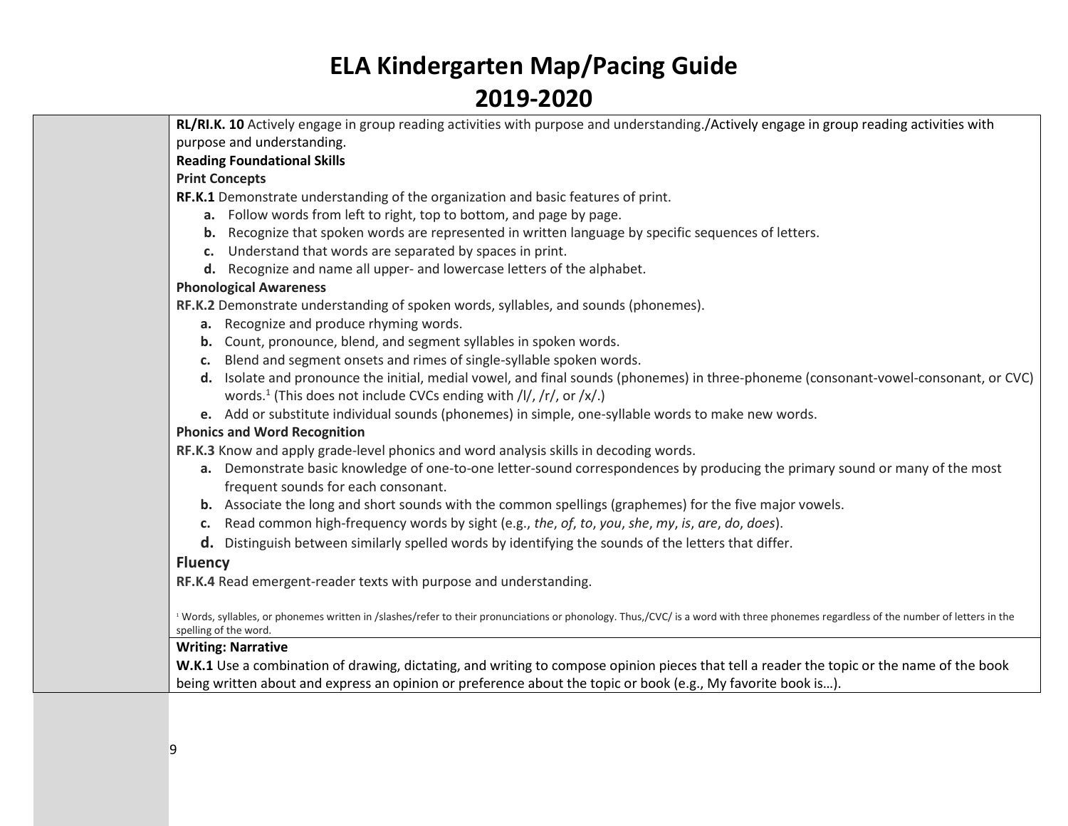# ELA Kindergarten Map/Pacing Guide 2019-2020

**RL/RI.K. 10** Actively engage in group reading activities with purpose and understanding./Actively engage in group reading activities with purpose and understanding.

**Reading Foundational Skills**

**Print Concepts**

**RF.K.1** Demonstrate understanding of the organization and basic features of print.

- **a.** Follow words from left to right, top to bottom, and page by page.
- **b.** Recognize that spoken words are represented in written language by specific sequences of letters.
- **c.** Understand that words are separated by spaces in print.
- **d.** Recognize and name all upper- and lowercase letters of the alphabet.

**Phonological Awareness**

**RF.K.2** Demonstrate understanding of spoken words, syllables, and sounds (phonemes).

- **a.** Recognize and produce rhyming words.
- **b.** Count, pronounce, blend, and segment syllables in spoken words.
- **c.** Blend and segment onsets and rimes of single-syllable spoken words.
- **d.** Isolate and pronounce the initial, medial vowel, and final sounds (phonemes) in three-phoneme (consonant-vowel-consonant, or CVC) words.[1] (This does not include CVCs ending with /l/, /r/, or /x/.)
- **e.** Add or substitute individual sounds (phonemes) in simple, one-syllable words to make new words.

**Phonics and Word Recognition**

**RF.K.3** Know and apply grade-level phonics and word analysis skills in decoding words.

- **a.** Demonstrate basic knowledge of one-to-one letter-sound correspondences by producing the primary sound or many of the most frequent sounds for each consonant.
- **b.** Associate the long and short sounds with the common spellings (graphemes) for the five major vowels.
- **c.** Read common high-frequency words by sight (e.g., *the*, *of*, *to*, *you*, *she*, *my*, *is*, *are*, *do*, *does*).
- **d.** Distinguish between similarly spelled words by identifying the sounds of the letters that differ.

**Fluency**

**RF.K.4** Read emergent-reader texts with purpose and understanding.

[1] Words, syllables, or phonemes written in /slashes/refer to their pronunciations or phonology. Thus,/CVC/ is a word with three phonemes regardless of the number of letters in the spelling of the word.

**Writing: Narrative**

**W.K.1** Use a combination of drawing, dictating, and writing to compose opinion pieces that tell a reader the topic or the name of the book being written about and express an opinion or preference about the topic or book (e.g., My favorite book is…).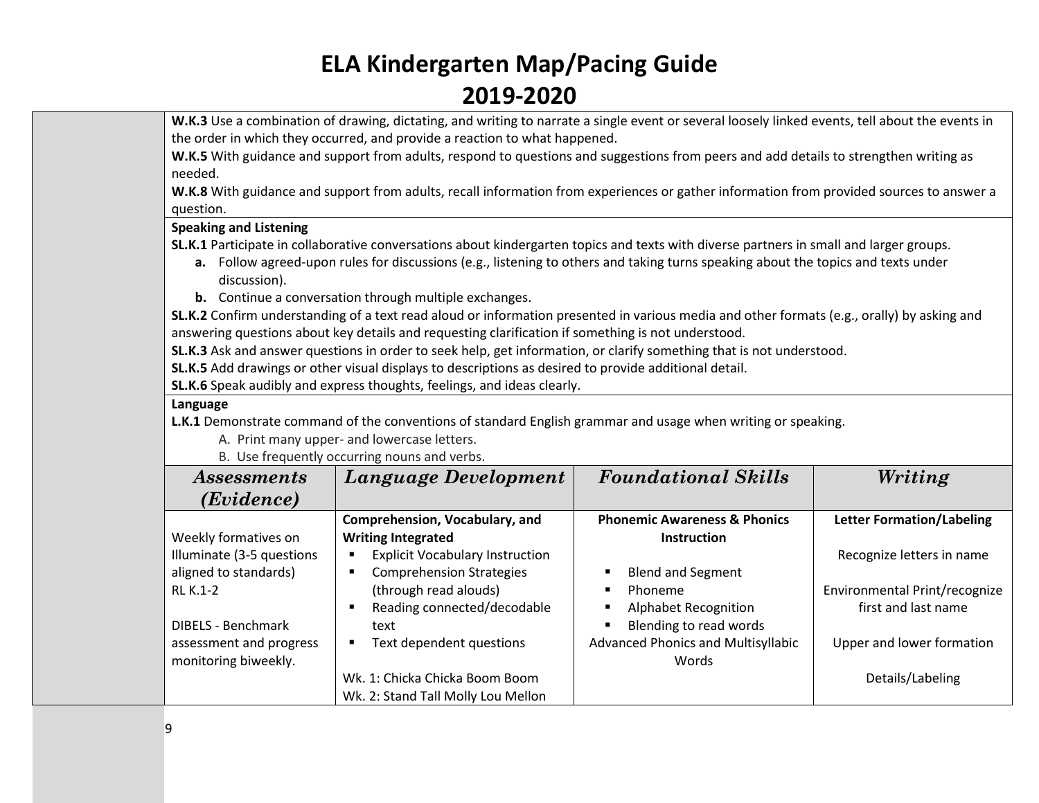// ELA Kindergarten Map/Pacing Guide

# ELA Kindergarten Map/Pacing Guide
# 2019-2020

**W.K.3** Use a combination of drawing, dictating, and writing to narrate a single event or several loosely linked events, tell about the events in the order in which they occurred, and provide a reaction to what happened.

**W.K.5** With guidance and support from adults, respond to questions and suggestions from peers and add details to strengthen writing as needed.

**W.K.8** With guidance and support from adults, recall information from experiences or gather information from provided sources to answer a question.

**Speaking and Listening**

**SL.K.1** Participate in collaborative conversations about kindergarten topics and texts with diverse partners in small and larger groups.

- **a.** Follow agreed-upon rules for discussions (e.g., listening to others and taking turns speaking about the topics and texts under discussion).
- **b.** Continue a conversation through multiple exchanges.

**SL.K.2** Confirm understanding of a text read aloud or information presented in various media and other formats (e.g., orally) by asking and answering questions about key details and requesting clarification if something is not understood.

**SL.K.3** Ask and answer questions in order to seek help, get information, or clarify something that is not understood.

**SL.K.5** Add drawings or other visual displays to descriptions as desired to provide additional detail.

**SL.K.6** Speak audibly and express thoughts, feelings, and ideas clearly.

**Language**

**L.K.1** Demonstrate command of the conventions of standard English grammar and usage when writing or speaking.

- A. Print many upper- and lowercase letters.
- B. Use frequently occurring nouns and verbs.

| *Assessments (Evidence)* | *Language Development* | *Foundational Skills* | *Writing* |
| --- | --- | --- | --- |
| Weekly formatives on Illuminate (3-5 questions aligned to standards)<br>RL K.1-2<br><br>DIBELS - Benchmark assessment and progress monitoring biweekly. | **Comprehension, Vocabulary, and Writing Integrated**<br>▪ Explicit Vocabulary Instruction<br>▪ Comprehension Strategies (through read alouds)<br>▪ Reading connected/decodable text<br>▪ Text dependent questions<br><br>Wk. 1: Chicka Chicka Boom Boom<br>Wk. 2: Stand Tall Molly Lou Mellon | **Phonemic Awareness & Phonics Instruction**<br><br>▪ Blend and Segment<br>▪ Phoneme<br>▪ Alphabet Recognition<br>▪ Blending to read words<br>Advanced Phonics and Multisyllabic Words | **Letter Formation/Labeling**<br><br>Recognize letters in name<br><br>Environmental Print/recognize first and last name<br><br>Upper and lower formation<br><br>Details/Labeling |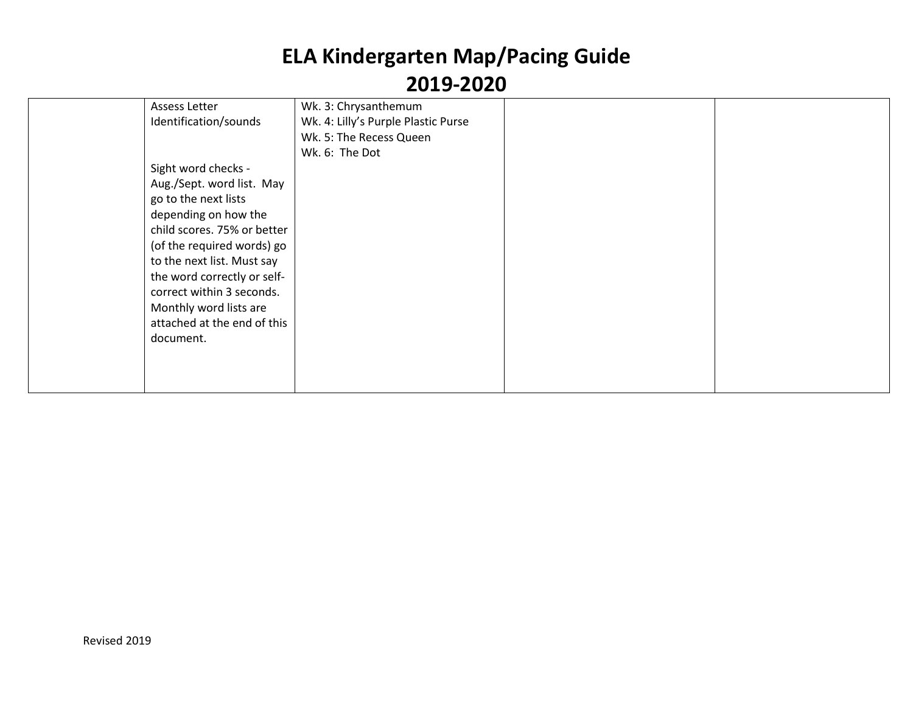# ELA Kindergarten Map/Pacing Guide
# 2019-2020

| | | | | |
|---|---|---|---|---|
| | Assess Letter Identification/sounds<br><br>Sight word checks - Aug./Sept. word list. May go to the next lists depending on how the child scores. 75% or better (of the required words) go to the next list. Must say the word correctly or self-correct within 3 seconds. Monthly word lists are attached at the end of this document. | Wk. 3: Chrysanthemum<br>Wk. 4: Lilly's Purple Plastic Purse<br>Wk. 5: The Recess Queen<br>Wk. 6: The Dot | | |

Revised 2019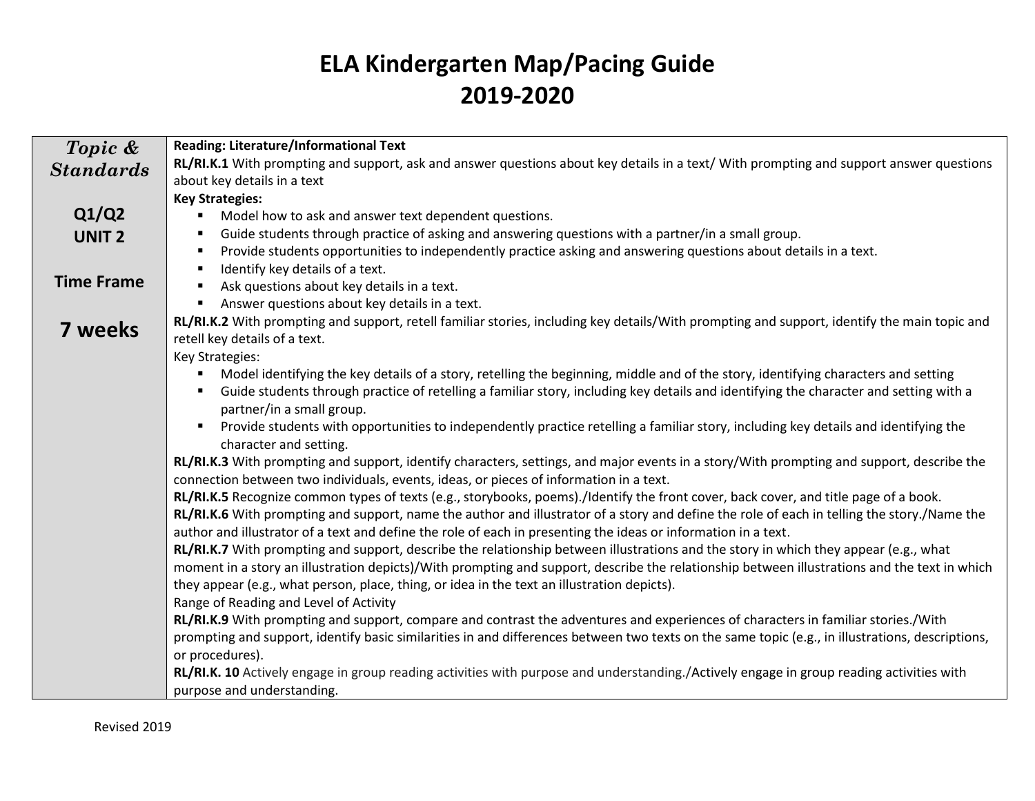# ELA Kindergarten Map/Pacing Guide
# 2019-2020

| *Topic & Standards*<br><br>**Q1/Q2**<br>**UNIT 2**<br><br>**Time Frame**<br><br>**7 weeks** | **Reading: Literature/Informational Text**<br>**RL/RI.K.1** With prompting and support, ask and answer questions about key details in a text/ With prompting and support answer questions about key details in a text<br>**Key Strategies:**<br>▪ Model how to ask and answer text dependent questions.<br>▪ Guide students through practice of asking and answering questions with a partner/in a small group.<br>▪ Provide students opportunities to independently practice asking and answering questions about details in a text.<br>▪ Identify key details of a text.<br>▪ Ask questions about key details in a text.<br>▪ Answer questions about key details in a text.<br>**RL/RI.K.2** With prompting and support, retell familiar stories, including key details/With prompting and support, identify the main topic and retell key details of a text.<br>Key Strategies:<br>▪ Model identifying the key details of a story, retelling the beginning, middle and of the story, identifying characters and setting<br>▪ Guide students through practice of retelling a familiar story, including key details and identifying the character and setting with a partner/in a small group.<br>▪ Provide students with opportunities to independently practice retelling a familiar story, including key details and identifying the character and setting.<br>**RL/RI.K.3** With prompting and support, identify characters, settings, and major events in a story/With prompting and support, describe the connection between two individuals, events, ideas, or pieces of information in a text.<br>**RL/RI.K.5** Recognize common types of texts (e.g., storybooks, poems)./Identify the front cover, back cover, and title page of a book.<br>**RL/RI.K.6** With prompting and support, name the author and illustrator of a story and define the role of each in telling the story./Name the author and illustrator of a text and define the role of each in presenting the ideas or information in a text.<br>**RL/RI.K.7** With prompting and support, describe the relationship between illustrations and the story in which they appear (e.g., what moment in a story an illustration depicts)/With prompting and support, describe the relationship between illustrations and the text in which they appear (e.g., what person, place, thing, or idea in the text an illustration depicts).<br>Range of Reading and Level of Activity<br>**RL/RI.K.9** With prompting and support, compare and contrast the adventures and experiences of characters in familiar stories./With prompting and support, identify basic similarities in and differences between two texts on the same topic (e.g., in illustrations, descriptions, or procedures).<br>**RL/RI.K. 10** Actively engage in group reading activities with purpose and understanding./Actively engage in group reading activities with purpose and understanding. |
|---|---|

Revised 2019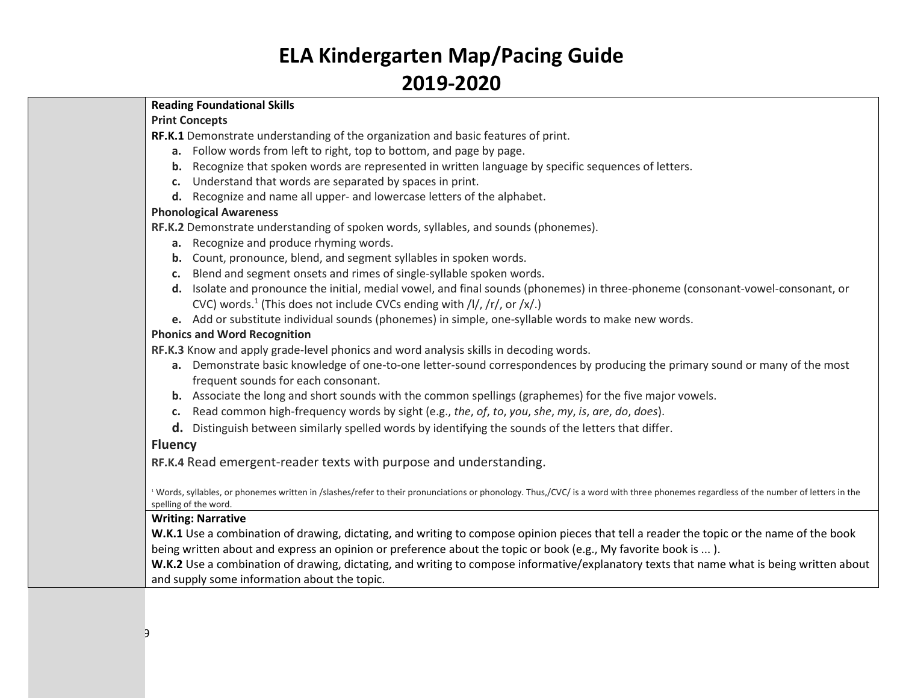# ELA Kindergarten Map/Pacing Guide 2019-2020

**Reading Foundational Skills**

**Print Concepts**

**RF.K.1** Demonstrate understanding of the organization and basic features of print.

- **a.** Follow words from left to right, top to bottom, and page by page.
- **b.** Recognize that spoken words are represented in written language by specific sequences of letters.
- **c.** Understand that words are separated by spaces in print.
- **d.** Recognize and name all upper- and lowercase letters of the alphabet.

**Phonological Awareness**

**RF.K.2** Demonstrate understanding of spoken words, syllables, and sounds (phonemes).

- **a.** Recognize and produce rhyming words.
- **b.** Count, pronounce, blend, and segment syllables in spoken words.
- **c.** Blend and segment onsets and rimes of single-syllable spoken words.
- **d.** Isolate and pronounce the initial, medial vowel, and final sounds (phonemes) in three-phoneme (consonant-vowel-consonant, or CVC) words.[1] (This does not include CVCs ending with /l/, /r/, or /x/.)
- **e.** Add or substitute individual sounds (phonemes) in simple, one-syllable words to make new words.

**Phonics and Word Recognition**

**RF.K.3** Know and apply grade-level phonics and word analysis skills in decoding words.

- **a.** Demonstrate basic knowledge of one-to-one letter-sound correspondences by producing the primary sound or many of the most frequent sounds for each consonant.
- **b.** Associate the long and short sounds with the common spellings (graphemes) for the five major vowels.
- **c.** Read common high-frequency words by sight (e.g., *the*, *of*, *to*, *you*, *she*, *my*, *is*, *are*, *do*, *does*).
- **d.** Distinguish between similarly spelled words by identifying the sounds of the letters that differ.

**Fluency**

**RF.K.4** Read emergent-reader texts with purpose and understanding.

[1] Words, syllables, or phonemes written in /slashes/refer to their pronunciations or phonology. Thus,/CVC/ is a word with three phonemes regardless of the number of letters in the spelling of the word.

**Writing: Narrative**

**W.K.1** Use a combination of drawing, dictating, and writing to compose opinion pieces that tell a reader the topic or the name of the book being written about and express an opinion or preference about the topic or book (e.g., My favorite book is ... ).

**W.K.2** Use a combination of drawing, dictating, and writing to compose informative/explanatory texts that name what is being written about and supply some information about the topic.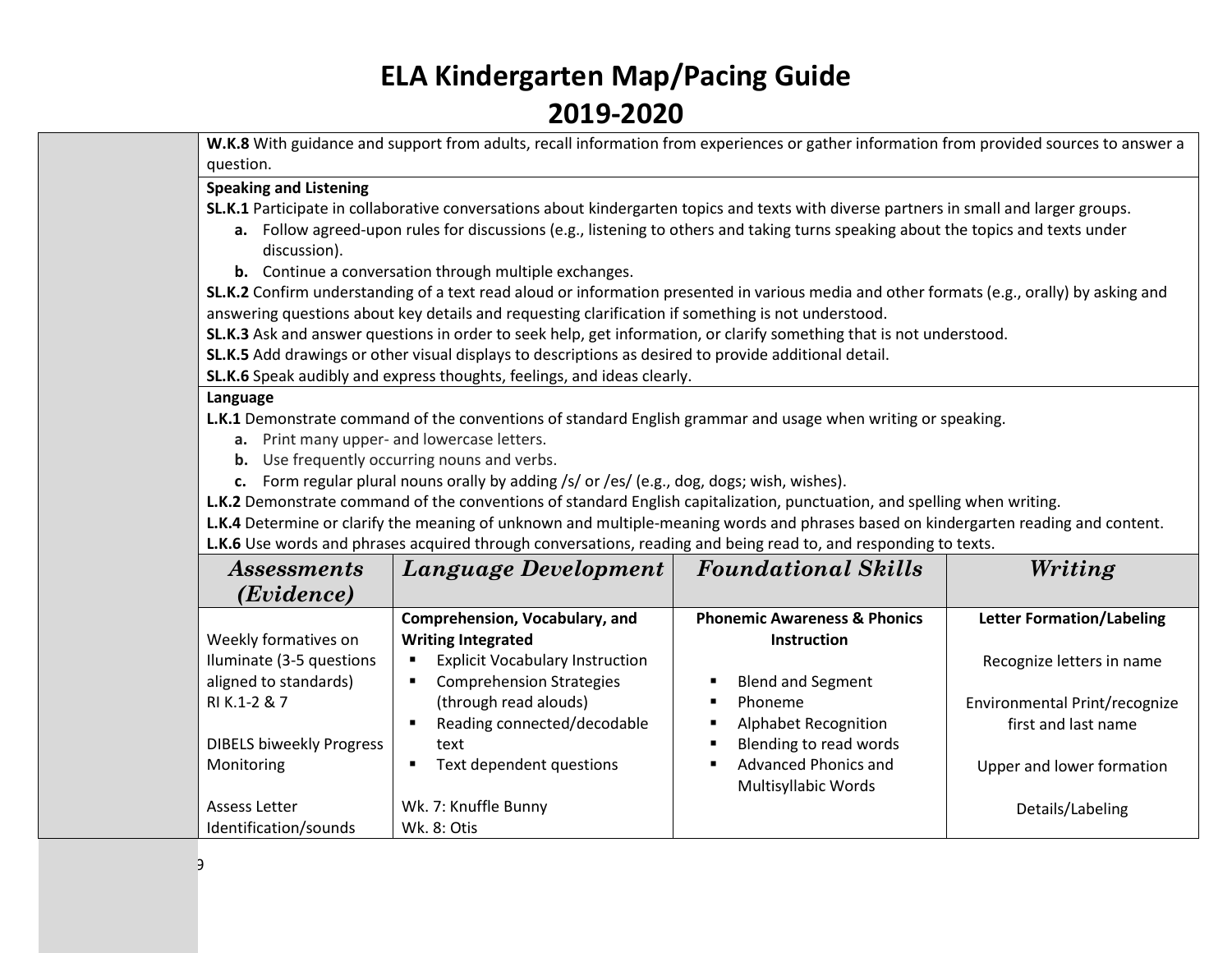# ELA Kindergarten Map/Pacing Guide
# 2019-2020

**W.K.8** With guidance and support from adults, recall information from experiences or gather information from provided sources to answer a question.

**Speaking and Listening**

**SL.K.1** Participate in collaborative conversations about kindergarten topics and texts with diverse partners in small and larger groups.

- **a.** Follow agreed-upon rules for discussions (e.g., listening to others and taking turns speaking about the topics and texts under discussion).
- **b.** Continue a conversation through multiple exchanges.

**SL.K.2** Confirm understanding of a text read aloud or information presented in various media and other formats (e.g., orally) by asking and answering questions about key details and requesting clarification if something is not understood.

**SL.K.3** Ask and answer questions in order to seek help, get information, or clarify something that is not understood.

**SL.K.5** Add drawings or other visual displays to descriptions as desired to provide additional detail.

**SL.K.6** Speak audibly and express thoughts, feelings, and ideas clearly.

**Language**

**L.K.1** Demonstrate command of the conventions of standard English grammar and usage when writing or speaking.

- **a.** Print many upper- and lowercase letters.
- **b.** Use frequently occurring nouns and verbs.
- **c.** Form regular plural nouns orally by adding /s/ or /es/ (e.g., dog, dogs; wish, wishes).

**L.K.2** Demonstrate command of the conventions of standard English capitalization, punctuation, and spelling when writing.

**L.K.4** Determine or clarify the meaning of unknown and multiple-meaning words and phrases based on kindergarten reading and content.

**L.K.6** Use words and phrases acquired through conversations, reading and being read to, and responding to texts.

| *Assessments (Evidence)* | *Language Development* | *Foundational Skills* | *Writing* |
|---|---|---|---|
| Weekly formatives on Iluminate (3-5 questions aligned to standards) RI K.1-2 & 7<br><br>DIBELS biweekly Progress Monitoring<br><br>Assess Letter Identification/sounds | **Comprehension, Vocabulary, and Writing Integrated**<br>▪ Explicit Vocabulary Instruction<br>▪ Comprehension Strategies (through read alouds)<br>▪ Reading connected/decodable text<br>▪ Text dependent questions<br><br>Wk. 7: Knuffle Bunny<br>Wk. 8: Otis | **Phonemic Awareness & Phonics Instruction**<br><br>▪ Blend and Segment<br>▪ Phoneme<br>▪ Alphabet Recognition<br>▪ Blending to read words<br>▪ Advanced Phonics and Multisyllabic Words | **Letter Formation/Labeling**<br><br>Recognize letters in name<br><br>Environmental Print/recognize first and last name<br><br>Upper and lower formation<br><br>Details/Labeling |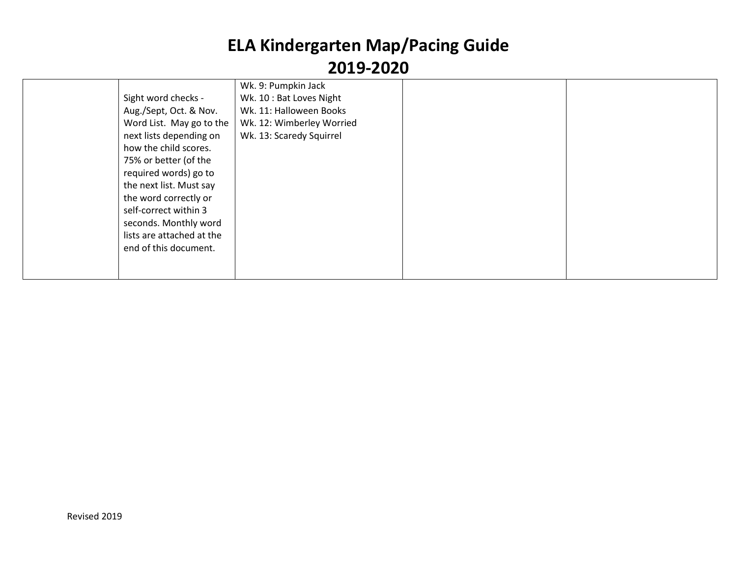# ELA Kindergarten Map/Pacing Guide
# 2019-2020

| | | | | |
|---|---|---|---|---|
| | Sight word checks - Aug./Sept, Oct. & Nov. Word List. May go to the next lists depending on how the child scores. 75% or better (of the required words) go to the next list. Must say the word correctly or self-correct within 3 seconds. Monthly word lists are attached at the end of this document. | Wk. 9: Pumpkin Jack<br>Wk. 10 : Bat Loves Night<br>Wk. 11: Halloween Books<br>Wk. 12: Wimberley Worried<br>Wk. 13: Scaredy Squirrel | | |

Revised 2019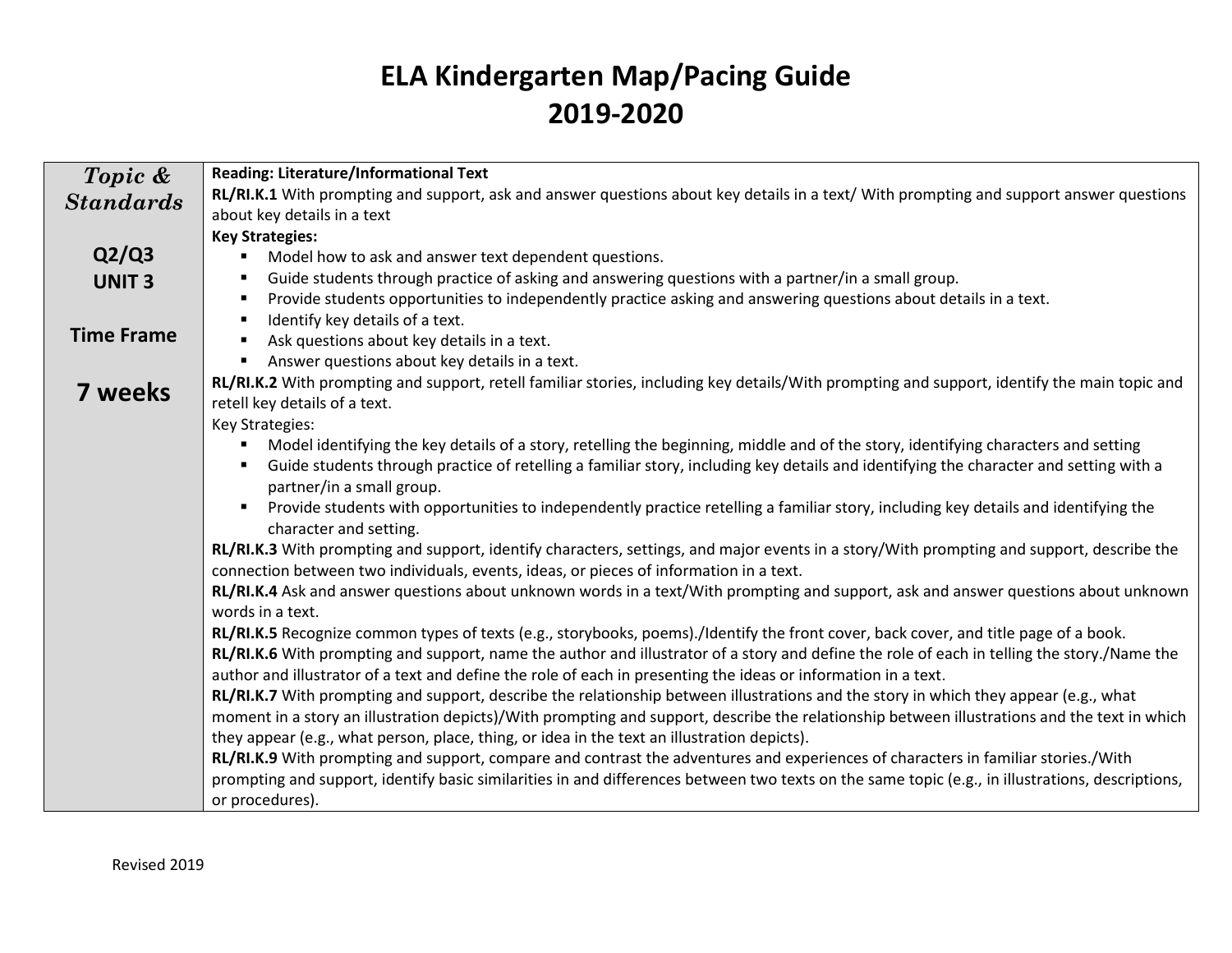# ELA Kindergarten Map/Pacing Guide
# 2019-2020

| Topic & Standards | Reading: Literature/Informational Text |
|---|---|
| Q2/Q3<br>UNIT 3<br><br>Time Frame<br><br>7 weeks | **RL/RI.K.1** With prompting and support, ask and answer questions about key details in a text/ With prompting and support answer questions about key details in a text<br>**Key Strategies:**<br>▪ Model how to ask and answer text dependent questions.<br>▪ Guide students through practice of asking and answering questions with a partner/in a small group.<br>▪ Provide students opportunities to independently practice asking and answering questions about details in a text.<br>▪ Identify key details of a text.<br>▪ Ask questions about key details in a text.<br>▪ Answer questions about key details in a text.<br>**RL/RI.K.2** With prompting and support, retell familiar stories, including key details/With prompting and support, identify the main topic and retell key details of a text.<br>Key Strategies:<br>▪ Model identifying the key details of a story, retelling the beginning, middle and of the story, identifying characters and setting<br>▪ Guide students through practice of retelling a familiar story, including key details and identifying the character and setting with a partner/in a small group.<br>▪ Provide students with opportunities to independently practice retelling a familiar story, including key details and identifying the character and setting.<br>**RL/RI.K.3** With prompting and support, identify characters, settings, and major events in a story/With prompting and support, describe the connection between two individuals, events, ideas, or pieces of information in a text.<br>**RL/RI.K.4** Ask and answer questions about unknown words in a text/With prompting and support, ask and answer questions about unknown words in a text.<br>**RL/RI.K.5** Recognize common types of texts (e.g., storybooks, poems)./Identify the front cover, back cover, and title page of a book.<br>**RL/RI.K.6** With prompting and support, name the author and illustrator of a story and define the role of each in telling the story./Name the author and illustrator of a text and define the role of each in presenting the ideas or information in a text.<br>**RL/RI.K.7** With prompting and support, describe the relationship between illustrations and the story in which they appear (e.g., what moment in a story an illustration depicts)/With prompting and support, describe the relationship between illustrations and the text in which they appear (e.g., what person, place, thing, or idea in the text an illustration depicts).<br>**RL/RI.K.9** With prompting and support, compare and contrast the adventures and experiences of characters in familiar stories./With prompting and support, identify basic similarities in and differences between two texts on the same topic (e.g., in illustrations, descriptions, or procedures). |

Revised 2019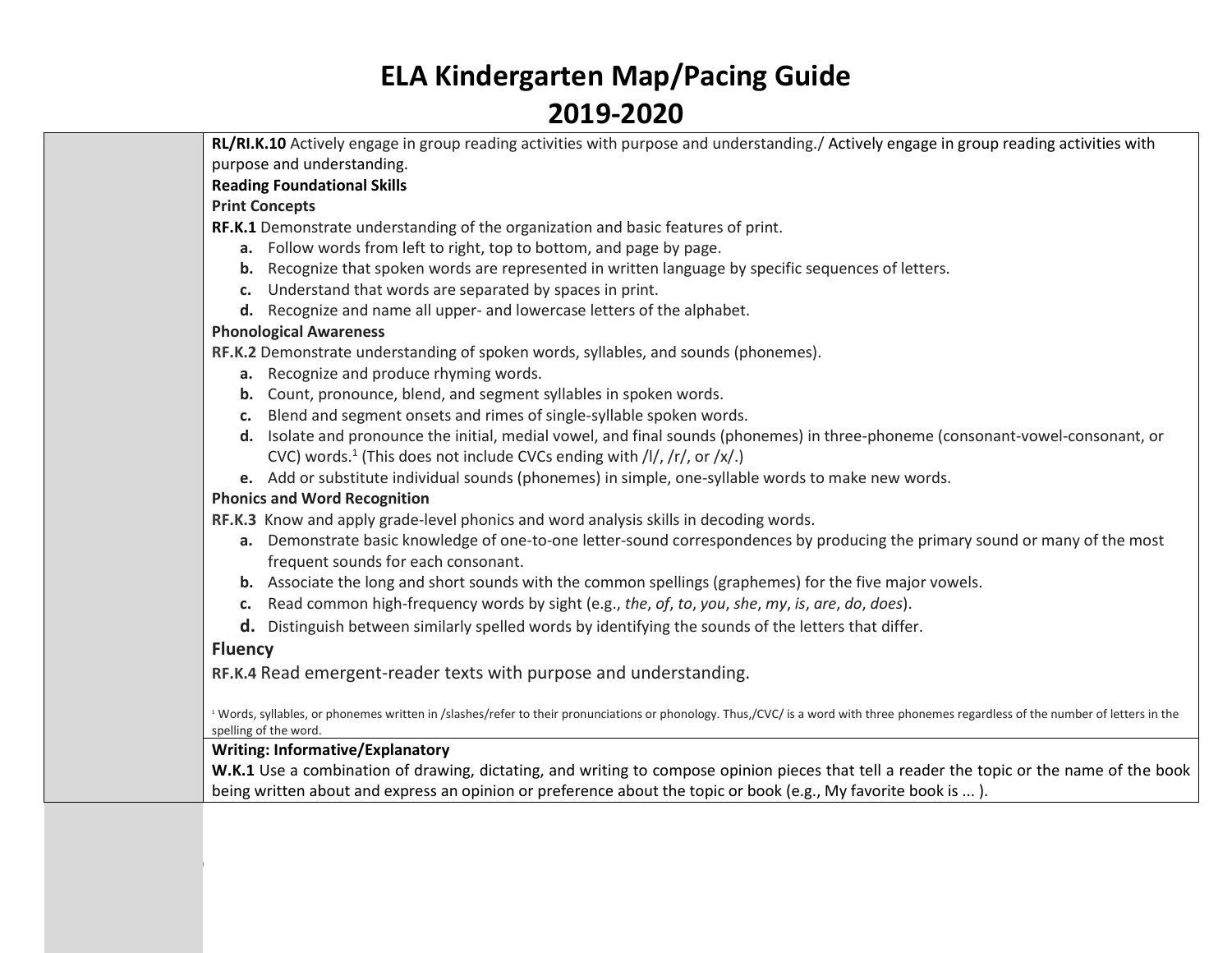# ELA Kindergarten Map/Pacing Guide
# 2019-2020

| | |
|---|---|
| | **RL/RI.K.10** Actively engage in group reading activities with purpose and understanding./ Actively engage in group reading activities with purpose and understanding.<br>**Reading Foundational Skills**<br>**Print Concepts**<br>**RF.K.1** Demonstrate understanding of the organization and basic features of print.<br>**a.** Follow words from left to right, top to bottom, and page by page.<br>**b.** Recognize that spoken words are represented in written language by specific sequences of letters.<br>**c.** Understand that words are separated by spaces in print.<br>**d.** Recognize and name all upper- and lowercase letters of the alphabet.<br>**Phonological Awareness**<br>**RF.K.2** Demonstrate understanding of spoken words, syllables, and sounds (phonemes).<br>**a.** Recognize and produce rhyming words.<br>**b.** Count, pronounce, blend, and segment syllables in spoken words.<br>**c.** Blend and segment onsets and rimes of single-syllable spoken words.<br>**d.** Isolate and pronounce the initial, medial vowel, and final sounds (phonemes) in three-phoneme (consonant-vowel-consonant, or CVC) words.[1] (This does not include CVCs ending with /l/, /r/, or /x/.)<br>**e.** Add or substitute individual sounds (phonemes) in simple, one-syllable words to make new words.<br>**Phonics and Word Recognition**<br>**RF.K.3** Know and apply grade-level phonics and word analysis skills in decoding words.<br>**a.** Demonstrate basic knowledge of one-to-one letter-sound correspondences by producing the primary sound or many of the most frequent sounds for each consonant.<br>**b.** Associate the long and short sounds with the common spellings (graphemes) for the five major vowels.<br>**c.** Read common high-frequency words by sight (e.g., *the*, *of*, *to*, *you*, *she*, *my*, *is*, *are*, *do*, *does*).<br>**d.** Distinguish between similarly spelled words by identifying the sounds of the letters that differ.<br>**Fluency**<br>**RF.K.4** Read emergent-reader texts with purpose and understanding.<br><br>[1] Words, syllables, or phonemes written in /slashes/refer to their pronunciations or phonology. Thus,/CVC/ is a word with three phonemes regardless of the number of letters in the spelling of the word. |
| | **Writing: Informative/Explanatory**<br>**W.K.1** Use a combination of drawing, dictating, and writing to compose opinion pieces that tell a reader the topic or the name of the book being written about and express an opinion or preference about the topic or book (e.g., My favorite book is ... ). |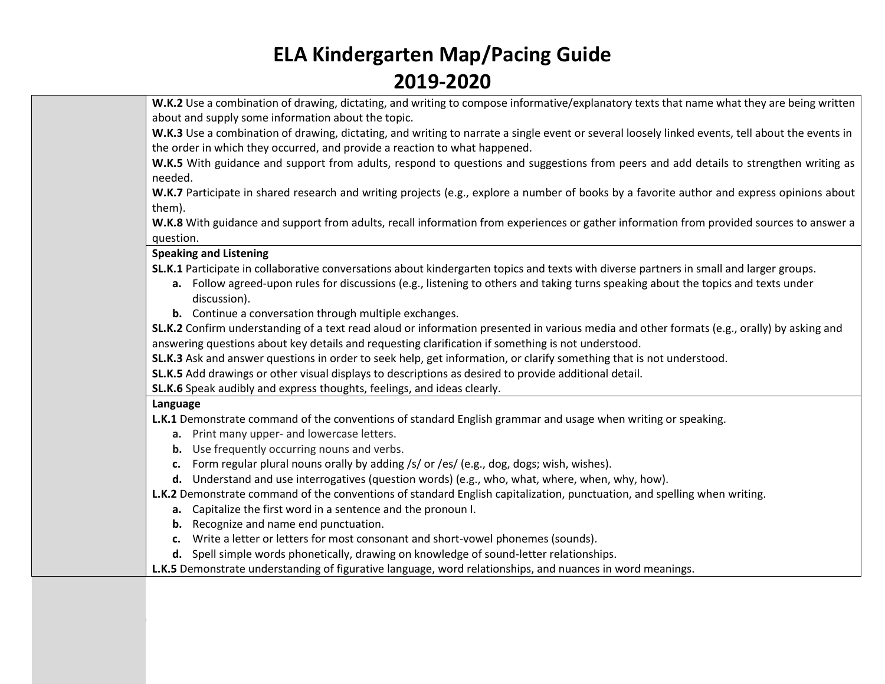# ELA Kindergarten Map/Pacing Guide
# 2019-2020

**W.K.2** Use a combination of drawing, dictating, and writing to compose informative/explanatory texts that name what they are being written about and supply some information about the topic.

**W.K.3** Use a combination of drawing, dictating, and writing to narrate a single event or several loosely linked events, tell about the events in the order in which they occurred, and provide a reaction to what happened.

**W.K.5** With guidance and support from adults, respond to questions and suggestions from peers and add details to strengthen writing as needed.

**W.K.7** Participate in shared research and writing projects (e.g., explore a number of books by a favorite author and express opinions about them).

**W.K.8** With guidance and support from adults, recall information from experiences or gather information from provided sources to answer a question.

**Speaking and Listening**

**SL.K.1** Participate in collaborative conversations about kindergarten topics and texts with diverse partners in small and larger groups.

- **a.** Follow agreed-upon rules for discussions (e.g., listening to others and taking turns speaking about the topics and texts under discussion).
- **b.** Continue a conversation through multiple exchanges.

**SL.K.2** Confirm understanding of a text read aloud or information presented in various media and other formats (e.g., orally) by asking and answering questions about key details and requesting clarification if something is not understood.

**SL.K.3** Ask and answer questions in order to seek help, get information, or clarify something that is not understood.

**SL.K.5** Add drawings or other visual displays to descriptions as desired to provide additional detail.

**SL.K.6** Speak audibly and express thoughts, feelings, and ideas clearly.

**Language**

**L.K.1** Demonstrate command of the conventions of standard English grammar and usage when writing or speaking.

- **a.** Print many upper- and lowercase letters.
- **b.** Use frequently occurring nouns and verbs.
- **c.** Form regular plural nouns orally by adding /s/ or /es/ (e.g., dog, dogs; wish, wishes).
- **d.** Understand and use interrogatives (question words) (e.g., who, what, where, when, why, how).

**L.K.2** Demonstrate command of the conventions of standard English capitalization, punctuation, and spelling when writing.

- **a.** Capitalize the first word in a sentence and the pronoun I.
- **b.** Recognize and name end punctuation.
- **c.** Write a letter or letters for most consonant and short-vowel phonemes (sounds).
- **d.** Spell simple words phonetically, drawing on knowledge of sound-letter relationships.

**L.K.5** Demonstrate understanding of figurative language, word relationships, and nuances in word meanings.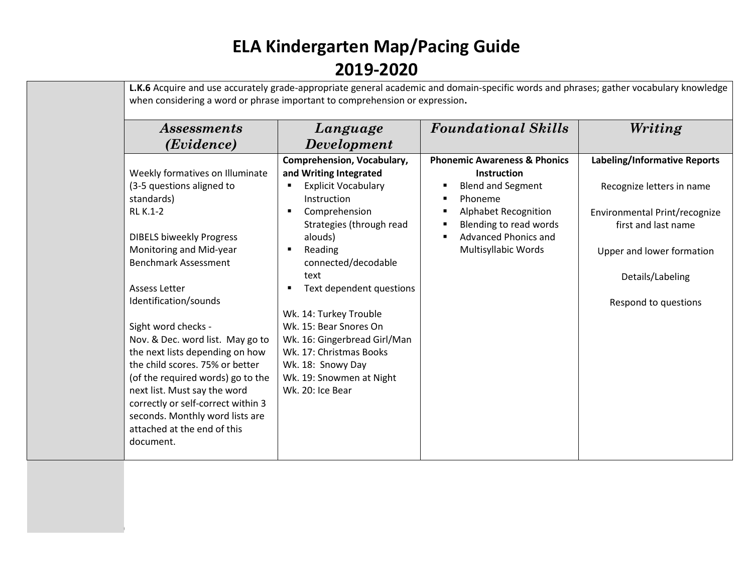# ELA Kindergarten Map/Pacing Guide
# 2019-2020

**L.K.6** Acquire and use accurately grade-appropriate general academic and domain-specific words and phrases; gather vocabulary knowledge when considering a word or phrase important to comprehension or expression**.**

| *Assessments (Evidence)* | *Language Development* | *Foundational Skills* | *Writing* |
|---|---|---|---|
| Weekly formatives on Illuminate (3-5 questions aligned to standards)<br>RL K.1-2<br><br>DIBELS biweekly Progress Monitoring and Mid-year Benchmark Assessment<br><br>Assess Letter Identification/sounds<br><br>Sight word checks - Nov. & Dec. word list. May go to the next lists depending on how the child scores. 75% or better (of the required words) go to the next list. Must say the word correctly or self-correct within 3 seconds. Monthly word lists are attached at the end of this document. | **Comprehension, Vocabulary, and Writing Integrated**<br>▪ Explicit Vocabulary Instruction<br>▪ Comprehension Strategies (through read alouds)<br>▪ Reading connected/decodable text<br>▪ Text dependent questions<br><br>Wk. 14: Turkey Trouble<br>Wk. 15: Bear Snores On<br>Wk. 16: Gingerbread Girl/Man<br>Wk. 17: Christmas Books<br>Wk. 18: Snowy Day<br>Wk. 19: Snowmen at Night<br>Wk. 20: Ice Bear | **Phonemic Awareness & Phonics Instruction**<br>▪ Blend and Segment<br>▪ Phoneme<br>▪ Alphabet Recognition<br>▪ Blending to read words<br>▪ Advanced Phonics and Multisyllabic Words | **Labeling/Informative Reports**<br><br>Recognize letters in name<br><br>Environmental Print/recognize first and last name<br><br>Upper and lower formation<br><br>Details/Labeling<br><br>Respond to questions |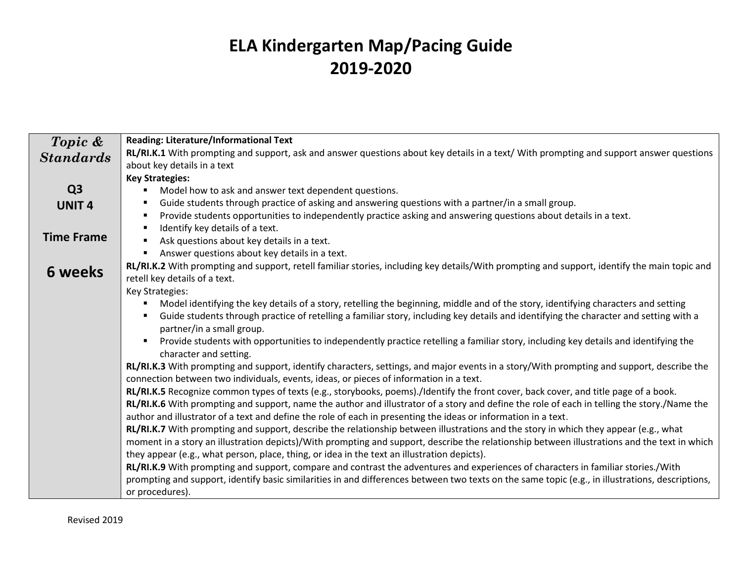# ELA Kindergarten Map/Pacing Guide
# 2019-2020

| *Topic & Standards*<br><br>**Q3**<br>**UNIT 4**<br><br>**Time Frame**<br><br>**6 weeks** | **Reading: Literature/Informational Text**<br>**RL/RI.K.1** With prompting and support, ask and answer questions about key details in a text/ With prompting and support answer questions about key details in a text<br>**Key Strategies:**<br>▪ Model how to ask and answer text dependent questions.<br>▪ Guide students through practice of asking and answering questions with a partner/in a small group.<br>▪ Provide students opportunities to independently practice asking and answering questions about details in a text.<br>▪ Identify key details of a text.<br>▪ Ask questions about key details in a text.<br>▪ Answer questions about key details in a text.<br>**RL/RI.K.2** With prompting and support, retell familiar stories, including key details/With prompting and support, identify the main topic and retell key details of a text.<br>Key Strategies:<br>▪ Model identifying the key details of a story, retelling the beginning, middle and of the story, identifying characters and setting<br>▪ Guide students through practice of retelling a familiar story, including key details and identifying the character and setting with a partner/in a small group.<br>▪ Provide students with opportunities to independently practice retelling a familiar story, including key details and identifying the character and setting.<br>**RL/RI.K.3** With prompting and support, identify characters, settings, and major events in a story/With prompting and support, describe the connection between two individuals, events, ideas, or pieces of information in a text.<br>**RL/RI.K.5** Recognize common types of texts (e.g., storybooks, poems)./Identify the front cover, back cover, and title page of a book.<br>**RL/RI.K.6** With prompting and support, name the author and illustrator of a story and define the role of each in telling the story./Name the author and illustrator of a text and define the role of each in presenting the ideas or information in a text.<br>**RL/RI.K.7** With prompting and support, describe the relationship between illustrations and the story in which they appear (e.g., what moment in a story an illustration depicts)/With prompting and support, describe the relationship between illustrations and the text in which they appear (e.g., what person, place, thing, or idea in the text an illustration depicts).<br>**RL/RI.K.9** With prompting and support, compare and contrast the adventures and experiences of characters in familiar stories./With prompting and support, identify basic similarities in and differences between two texts on the same topic (e.g., in illustrations, descriptions, or procedures). |
|---|---|

Revised 2019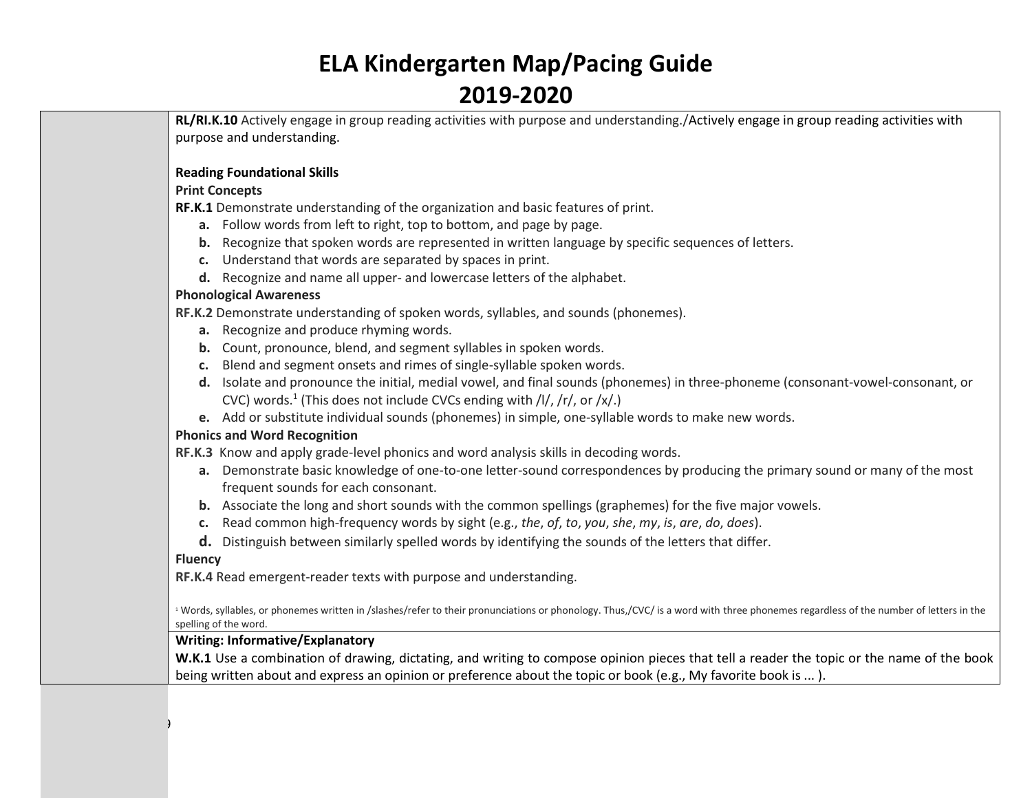# ELA Kindergarten Map/Pacing Guide
# 2019-2020

**RL/RI.K.10** Actively engage in group reading activities with purpose and understanding./Actively engage in group reading activities with purpose and understanding.

**Reading Foundational Skills**

**Print Concepts**

**RF.K.1** Demonstrate understanding of the organization and basic features of print.

- **a.** Follow words from left to right, top to bottom, and page by page.
- **b.** Recognize that spoken words are represented in written language by specific sequences of letters.
- **c.** Understand that words are separated by spaces in print.
- **d.** Recognize and name all upper- and lowercase letters of the alphabet.

**Phonological Awareness**

**RF.K.2** Demonstrate understanding of spoken words, syllables, and sounds (phonemes).

- **a.** Recognize and produce rhyming words.
- **b.** Count, pronounce, blend, and segment syllables in spoken words.
- **c.** Blend and segment onsets and rimes of single-syllable spoken words.
- **d.** Isolate and pronounce the initial, medial vowel, and final sounds (phonemes) in three-phoneme (consonant-vowel-consonant, or CVC) words.[1] (This does not include CVCs ending with /l/, /r/, or /x/.)
- **e.** Add or substitute individual sounds (phonemes) in simple, one-syllable words to make new words.

**Phonics and Word Recognition**

**RF.K.3** Know and apply grade-level phonics and word analysis skills in decoding words.

- **a.** Demonstrate basic knowledge of one-to-one letter-sound correspondences by producing the primary sound or many of the most frequent sounds for each consonant.
- **b.** Associate the long and short sounds with the common spellings (graphemes) for the five major vowels.
- **c.** Read common high-frequency words by sight (e.g., *the*, *of*, *to*, *you*, *she*, *my*, *is*, *are*, *do*, *does*).
- **d.** Distinguish between similarly spelled words by identifying the sounds of the letters that differ.

**Fluency**

**RF.K.4** Read emergent-reader texts with purpose and understanding.

[1] Words, syllables, or phonemes written in /slashes/refer to their pronunciations or phonology. Thus,/CVC/ is a word with three phonemes regardless of the number of letters in the spelling of the word.

**Writing: Informative/Explanatory**

**W.K.1** Use a combination of drawing, dictating, and writing to compose opinion pieces that tell a reader the topic or the name of the book being written about and express an opinion or preference about the topic or book (e.g., My favorite book is ... ).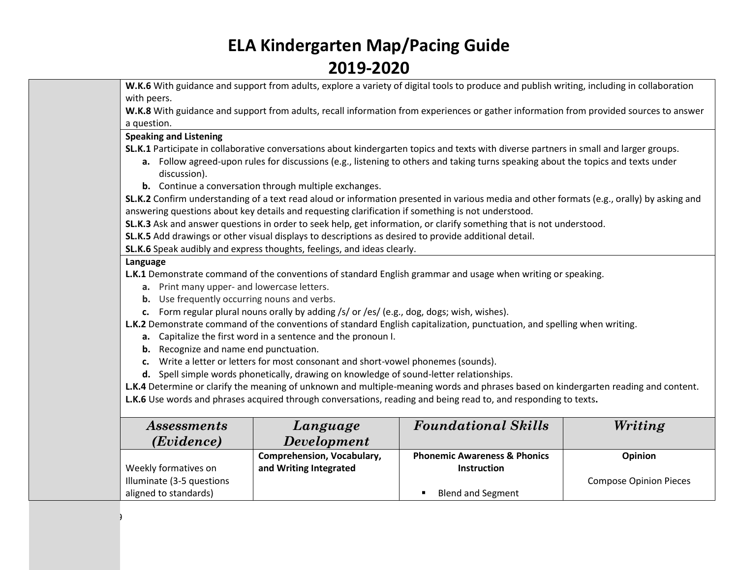# ELA Kindergarten Map/Pacing Guide
# 2019-2020

**W.K.6** With guidance and support from adults, explore a variety of digital tools to produce and publish writing, including in collaboration with peers.
**W.K.8** With guidance and support from adults, recall information from experiences or gather information from provided sources to answer a question.

**Speaking and Listening**
**SL.K.1** Participate in collaborative conversations about kindergarten topics and texts with diverse partners in small and larger groups.
- **a.** Follow agreed-upon rules for discussions (e.g., listening to others and taking turns speaking about the topics and texts under discussion).
- **b.** Continue a conversation through multiple exchanges.

**SL.K.2** Confirm understanding of a text read aloud or information presented in various media and other formats (e.g., orally) by asking and answering questions about key details and requesting clarification if something is not understood.
**SL.K.3** Ask and answer questions in order to seek help, get information, or clarify something that is not understood.
**SL.K.5** Add drawings or other visual displays to descriptions as desired to provide additional detail.
**SL.K.6** Speak audibly and express thoughts, feelings, and ideas clearly.

**Language**
**L.K.1** Demonstrate command of the conventions of standard English grammar and usage when writing or speaking.
- **a.** Print many upper- and lowercase letters.
- **b.** Use frequently occurring nouns and verbs.
- **c.** Form regular plural nouns orally by adding /s/ or /es/ (e.g., dog, dogs; wish, wishes).

**L.K.2** Demonstrate command of the conventions of standard English capitalization, punctuation, and spelling when writing.
- **a.** Capitalize the first word in a sentence and the pronoun I.
- **b.** Recognize and name end punctuation.
- **c.** Write a letter or letters for most consonant and short-vowel phonemes (sounds).
- **d.** Spell simple words phonetically, drawing on knowledge of sound-letter relationships.

**L.K.4** Determine or clarify the meaning of unknown and multiple-meaning words and phrases based on kindergarten reading and content.
**L.K.6** Use words and phrases acquired through conversations, reading and being read to, and responding to texts**.**

| *Assessments (Evidence)* | *Language Development* | *Foundational Skills* | *Writing* |
|---|---|---|---|
| Weekly formatives on Illuminate (3-5 questions aligned to standards) | **Comprehension, Vocabulary, and Writing Integrated** | **Phonemic Awareness & Phonics Instruction**<br>▪ Blend and Segment | **Opinion**<br>Compose Opinion Pieces |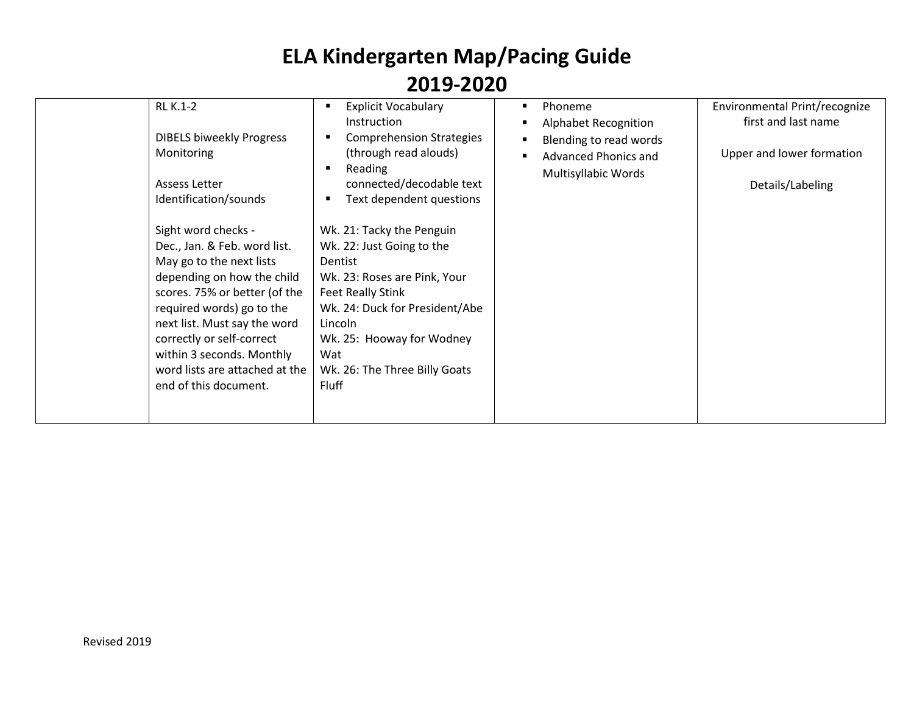# ELA Kindergarten Map/Pacing Guide
# 2019-2020

| | | | | |
|---|---|---|---|---|
| | RL K.1-2<br><br>DIBELS biweekly Progress Monitoring<br><br>Assess Letter Identification/sounds<br><br>Sight word checks - Dec., Jan. & Feb. word list. May go to the next lists depending on how the child scores. 75% or better (of the required words) go to the next list. Must say the word correctly or self-correct within 3 seconds. Monthly word lists are attached at the end of this document. | ▪ Explicit Vocabulary Instruction<br>▪ Comprehension Strategies (through read alouds)<br>▪ Reading connected/decodable text<br>▪ Text dependent questions<br><br>Wk. 21: Tacky the Penguin<br>Wk. 22: Just Going to the Dentist<br>Wk. 23: Roses are Pink, Your Feet Really Stink<br>Wk. 24: Duck for President/Abe Lincoln<br>Wk. 25: Hooway for Wodney Wat<br>Wk. 26: The Three Billy Goats Fluff | ▪ Phoneme<br>▪ Alphabet Recognition<br>▪ Blending to read words<br>▪ Advanced Phonics and Multisyllabic Words | Environmental Print/recognize first and last name<br><br>Upper and lower formation<br><br>Details/Labeling |

Revised 2019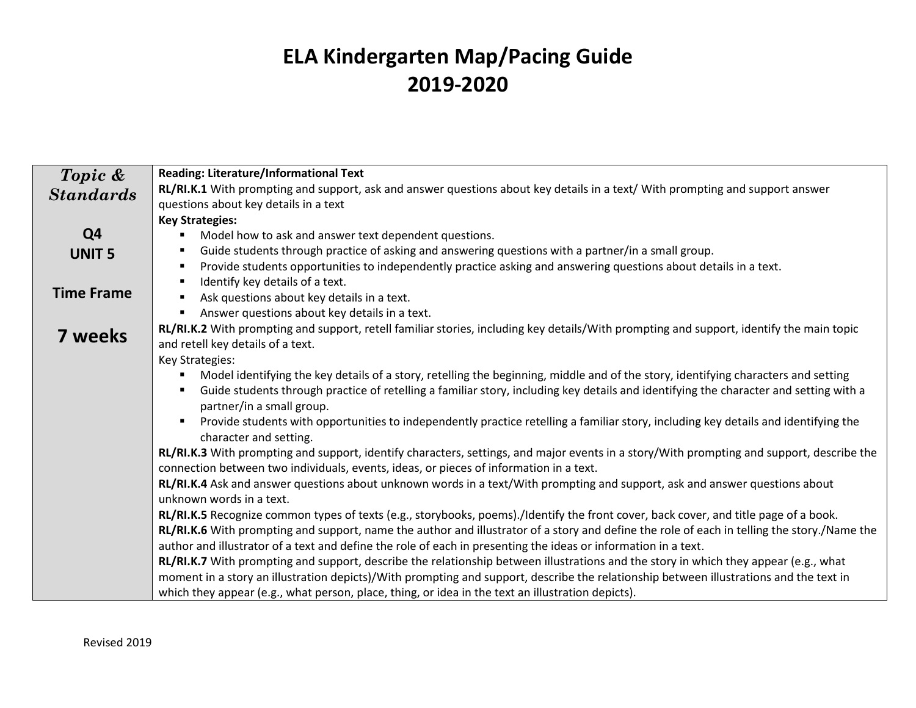# ELA Kindergarten Map/Pacing Guide
# 2019-2020

| *Topic & Standards*<br><br>**Q4**<br>**UNIT 5**<br><br>**Time Frame**<br><br>**7 weeks** | **Reading: Literature/Informational Text**<br>**RL/RI.K.1** With prompting and support, ask and answer questions about key details in a text/ With prompting and support answer questions about key details in a text<br>**Key Strategies:**<br>▪ Model how to ask and answer text dependent questions.<br>▪ Guide students through practice of asking and answering questions with a partner/in a small group.<br>▪ Provide students opportunities to independently practice asking and answering questions about details in a text.<br>▪ Identify key details of a text.<br>▪ Ask questions about key details in a text.<br>▪ Answer questions about key details in a text.<br>**RL/RI.K.2** With prompting and support, retell familiar stories, including key details/With prompting and support, identify the main topic and retell key details of a text.<br>Key Strategies:<br>▪ Model identifying the key details of a story, retelling the beginning, middle and of the story, identifying characters and setting<br>▪ Guide students through practice of retelling a familiar story, including key details and identifying the character and setting with a partner/in a small group.<br>▪ Provide students with opportunities to independently practice retelling a familiar story, including key details and identifying the character and setting.<br>**RL/RI.K.3** With prompting and support, identify characters, settings, and major events in a story/With prompting and support, describe the connection between two individuals, events, ideas, or pieces of information in a text.<br>**RL/RI.K.4** Ask and answer questions about unknown words in a text/With prompting and support, ask and answer questions about unknown words in a text.<br>**RL/RI.K.5** Recognize common types of texts (e.g., storybooks, poems)./Identify the front cover, back cover, and title page of a book.<br>**RL/RI.K.6** With prompting and support, name the author and illustrator of a story and define the role of each in telling the story./Name the author and illustrator of a text and define the role of each in presenting the ideas or information in a text.<br>**RL/RI.K.7** With prompting and support, describe the relationship between illustrations and the story in which they appear (e.g., what moment in a story an illustration depicts)/With prompting and support, describe the relationship between illustrations and the text in which they appear (e.g., what person, place, thing, or idea in the text an illustration depicts). |
|---|---|

Revised 2019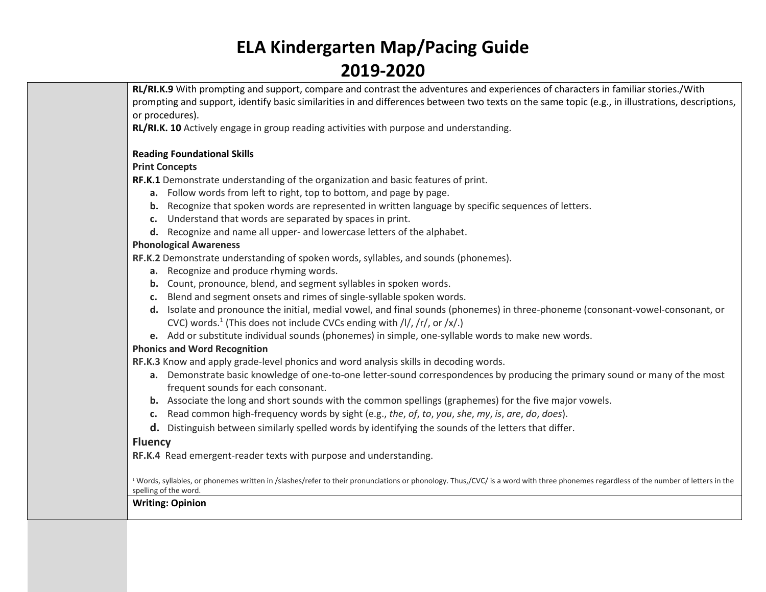# ELA Kindergarten Map/Pacing Guide
# 2019-2020

**RL/RI.K.9** With prompting and support, compare and contrast the adventures and experiences of characters in familiar stories./With prompting and support, identify basic similarities in and differences between two texts on the same topic (e.g., in illustrations, descriptions, or procedures).
**RL/RI.K. 10** Actively engage in group reading activities with purpose and understanding.

**Reading Foundational Skills**
**Print Concepts**
**RF.K.1** Demonstrate understanding of the organization and basic features of print.

- **a.** Follow words from left to right, top to bottom, and page by page.
- **b.** Recognize that spoken words are represented in written language by specific sequences of letters.
- **c.** Understand that words are separated by spaces in print.
- **d.** Recognize and name all upper- and lowercase letters of the alphabet.

**Phonological Awareness**
**RF.K.2** Demonstrate understanding of spoken words, syllables, and sounds (phonemes).

- **a.** Recognize and produce rhyming words.
- **b.** Count, pronounce, blend, and segment syllables in spoken words.
- **c.** Blend and segment onsets and rimes of single-syllable spoken words.
- **d.** Isolate and pronounce the initial, medial vowel, and final sounds (phonemes) in three-phoneme (consonant-vowel-consonant, or CVC) words.[1] (This does not include CVCs ending with /l/, /r/, or /x/.)
- **e.** Add or substitute individual sounds (phonemes) in simple, one-syllable words to make new words.

**Phonics and Word Recognition**
**RF.K.3** Know and apply grade-level phonics and word analysis skills in decoding words.

- **a.** Demonstrate basic knowledge of one-to-one letter-sound correspondences by producing the primary sound or many of the most frequent sounds for each consonant.
- **b.** Associate the long and short sounds with the common spellings (graphemes) for the five major vowels.
- **c.** Read common high-frequency words by sight (e.g., *the*, *of*, *to*, *you*, *she*, *my*, *is*, *are*, *do*, *does*).
- **d.** Distinguish between similarly spelled words by identifying the sounds of the letters that differ.

**Fluency**
**RF.K.4** Read emergent-reader texts with purpose and understanding.

[1] Words, syllables, or phonemes written in /slashes/refer to their pronunciations or phonology. Thus,/CVC/ is a word with three phonemes regardless of the number of letters in the spelling of the word.

**Writing: Opinion**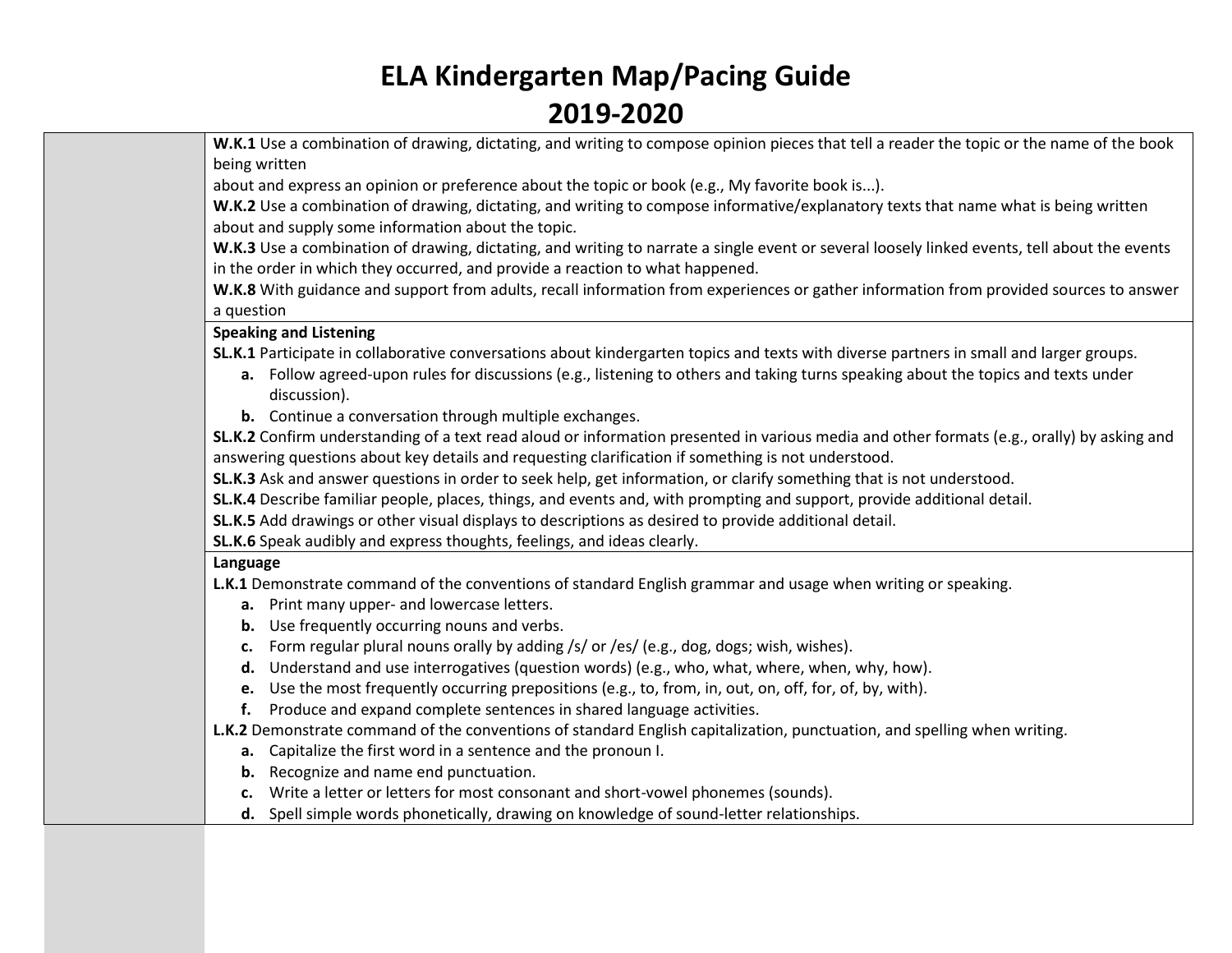# ELA Kindergarten Map/Pacing Guide
# 2019-2020

| | |
|---|---|
| | **W.K.1** Use a combination of drawing, dictating, and writing to compose opinion pieces that tell a reader the topic or the name of the book being written about and express an opinion or preference about the topic or book (e.g., My favorite book is...).<br>**W.K.2** Use a combination of drawing, dictating, and writing to compose informative/explanatory texts that name what is being written about and supply some information about the topic.<br>**W.K.3** Use a combination of drawing, dictating, and writing to narrate a single event or several loosely linked events, tell about the events in the order in which they occurred, and provide a reaction to what happened.<br>**W.K.8** With guidance and support from adults, recall information from experiences or gather information from provided sources to answer a question |
| | **Speaking and Listening**<br>**SL.K.1** Participate in collaborative conversations about kindergarten topics and texts with diverse partners in small and larger groups.<br>**a.** Follow agreed-upon rules for discussions (e.g., listening to others and taking turns speaking about the topics and texts under discussion).<br>**b.** Continue a conversation through multiple exchanges.<br>**SL.K.2** Confirm understanding of a text read aloud or information presented in various media and other formats (e.g., orally) by asking and answering questions about key details and requesting clarification if something is not understood.<br>**SL.K.3** Ask and answer questions in order to seek help, get information, or clarify something that is not understood.<br>**SL.K.4** Describe familiar people, places, things, and events and, with prompting and support, provide additional detail.<br>**SL.K.5** Add drawings or other visual displays to descriptions as desired to provide additional detail.<br>**SL.K.6** Speak audibly and express thoughts, feelings, and ideas clearly. |
| | **Language**<br>**L.K.1** Demonstrate command of the conventions of standard English grammar and usage when writing or speaking.<br>**a.** Print many upper- and lowercase letters.<br>**b.** Use frequently occurring nouns and verbs.<br>**c.** Form regular plural nouns orally by adding /s/ or /es/ (e.g., dog, dogs; wish, wishes).<br>**d.** Understand and use interrogatives (question words) (e.g., who, what, where, when, why, how).<br>**e.** Use the most frequently occurring prepositions (e.g., to, from, in, out, on, off, for, of, by, with).<br>**f.** Produce and expand complete sentences in shared language activities.<br>**L.K.2** Demonstrate command of the conventions of standard English capitalization, punctuation, and spelling when writing.<br>**a.** Capitalize the first word in a sentence and the pronoun I.<br>**b.** Recognize and name end punctuation.<br>**c.** Write a letter or letters for most consonant and short-vowel phonemes (sounds).<br>**d.** Spell simple words phonetically, drawing on knowledge of sound-letter relationships. |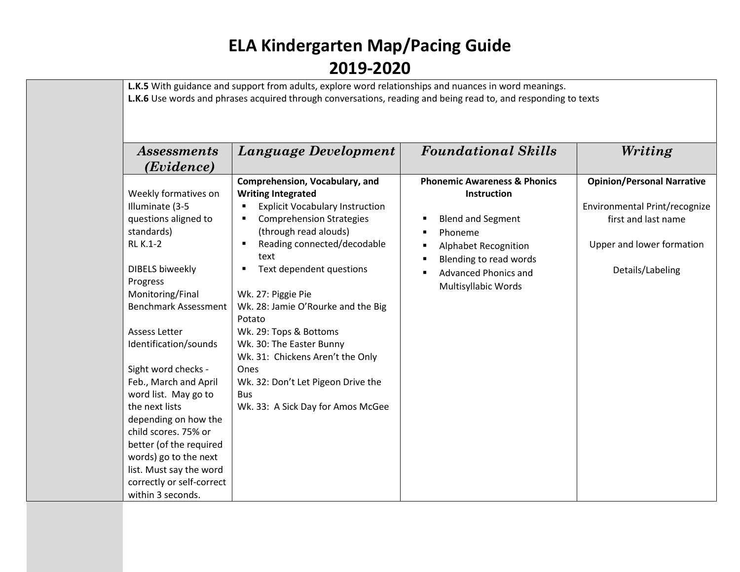# ELA Kindergarten Map/Pacing Guide
# 2019-2020

**L.K.5** With guidance and support from adults, explore word relationships and nuances in word meanings.
**L.K.6** Use words and phrases acquired through conversations, reading and being read to, and responding to texts

| Assessments (Evidence) | Language Development | Foundational Skills | Writing |
|---|---|---|---|
| Weekly formatives on Illuminate (3-5 questions aligned to standards)<br>RL K.1-2<br><br>DIBELS biweekly Progress Monitoring/Final Benchmark Assessment<br><br>Assess Letter Identification/sounds<br><br>Sight word checks - Feb., March and April word list. May go to the next lists depending on how the child scores. 75% or better (of the required words) go to the next list. Must say the word correctly or self-correct within 3 seconds. | **Comprehension, Vocabulary, and Writing Integrated**<br>▪ Explicit Vocabulary Instruction<br>▪ Comprehension Strategies (through read alouds)<br>▪ Reading connected/decodable text<br>▪ Text dependent questions<br><br>Wk. 27: Piggie Pie<br>Wk. 28: Jamie O'Rourke and the Big Potato<br>Wk. 29: Tops & Bottoms<br>Wk. 30: The Easter Bunny<br>Wk. 31: Chickens Aren't the Only Ones<br>Wk. 32: Don't Let Pigeon Drive the Bus<br>Wk. 33: A Sick Day for Amos McGee | **Phonemic Awareness & Phonics Instruction**<br><br>▪ Blend and Segment<br>▪ Phoneme<br>▪ Alphabet Recognition<br>▪ Blending to read words<br>▪ Advanced Phonics and Multisyllabic Words | **Opinion/Personal Narrative**<br><br>Environmental Print/recognize first and last name<br><br>Upper and lower formation<br><br>Details/Labeling |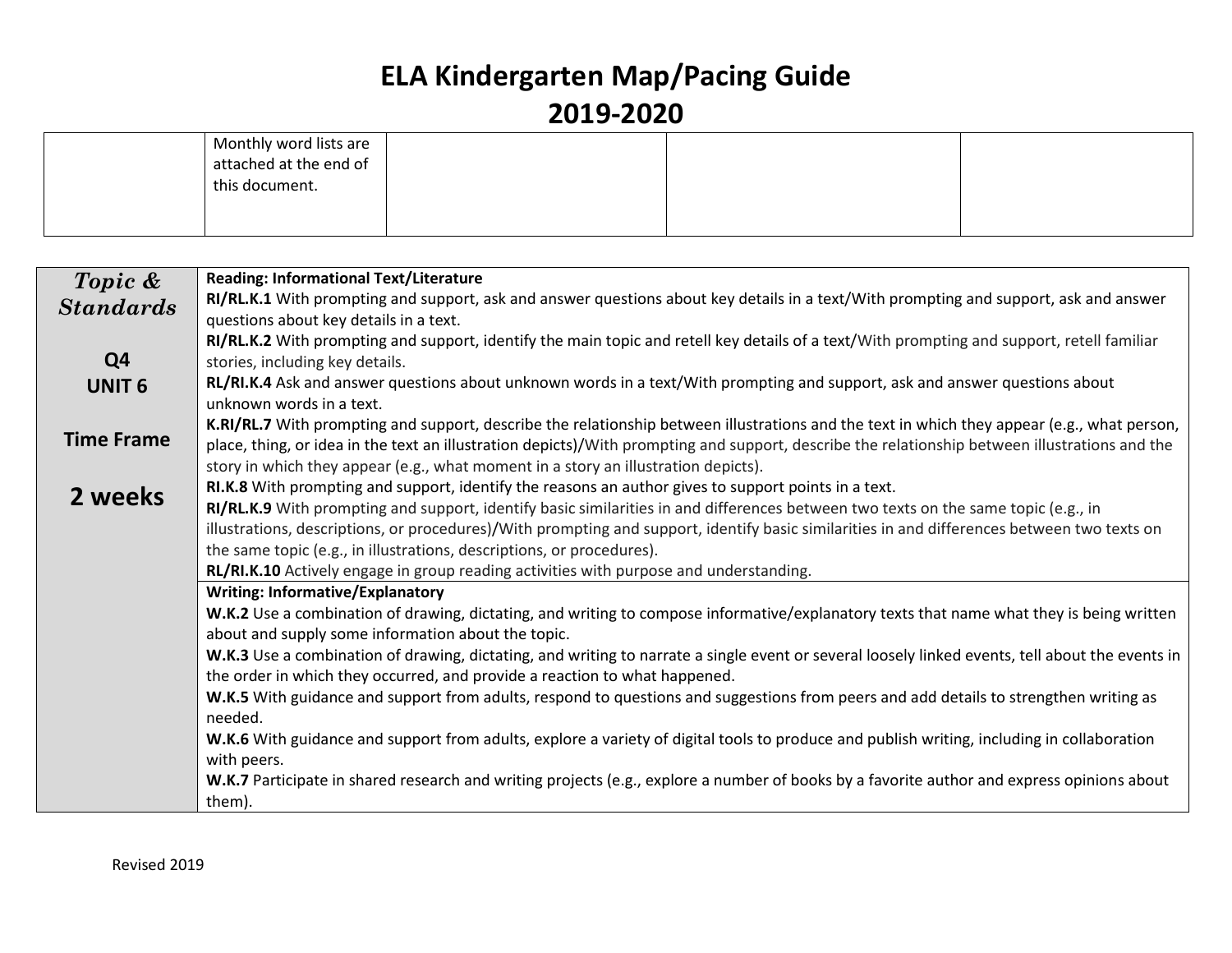# ELA Kindergarten Map/Pacing Guide
# 2019-2020

| | | | | |
|---|---|---|---|---|
| | Monthly word lists are attached at the end of this document. | | | |

| *Topic & Standards*<br><br>**Q4**<br>**UNIT 6**<br><br>**Time Frame**<br><br>**2 weeks** | **Reading: Informational Text/Literature**<br>**RI/RL.K.1** With prompting and support, ask and answer questions about key details in a text/With prompting and support, ask and answer questions about key details in a text.<br>**RI/RL.K.2** With prompting and support, identify the main topic and retell key details of a text/With prompting and support, retell familiar stories, including key details.<br>**RL/RI.K.4** Ask and answer questions about unknown words in a text/With prompting and support, ask and answer questions about unknown words in a text.<br>**K.RI/RL.7** With prompting and support, describe the relationship between illustrations and the text in which they appear (e.g., what person, place, thing, or idea in the text an illustration depicts)/With prompting and support, describe the relationship between illustrations and the story in which they appear (e.g., what moment in a story an illustration depicts).<br>**RI.K.8** With prompting and support, identify the reasons an author gives to support points in a text.<br>**RI/RL.K.9** With prompting and support, identify basic similarities in and differences between two texts on the same topic (e.g., in illustrations, descriptions, or procedures)/With prompting and support, identify basic similarities in and differences between two texts on the same topic (e.g., in illustrations, descriptions, or procedures).<br>**RL/RI.K.10** Actively engage in group reading activities with purpose and understanding. |
|---|---|
| | **Writing: Informative/Explanatory**<br>**W.K.2** Use a combination of drawing, dictating, and writing to compose informative/explanatory texts that name what they is being written about and supply some information about the topic.<br>**W.K.3** Use a combination of drawing, dictating, and writing to narrate a single event or several loosely linked events, tell about the events in the order in which they occurred, and provide a reaction to what happened.<br>**W.K.5** With guidance and support from adults, respond to questions and suggestions from peers and add details to strengthen writing as needed.<br>**W.K.6** With guidance and support from adults, explore a variety of digital tools to produce and publish writing, including in collaboration with peers.<br>**W.K.7** Participate in shared research and writing projects (e.g., explore a number of books by a favorite author and express opinions about them). |

Revised 2019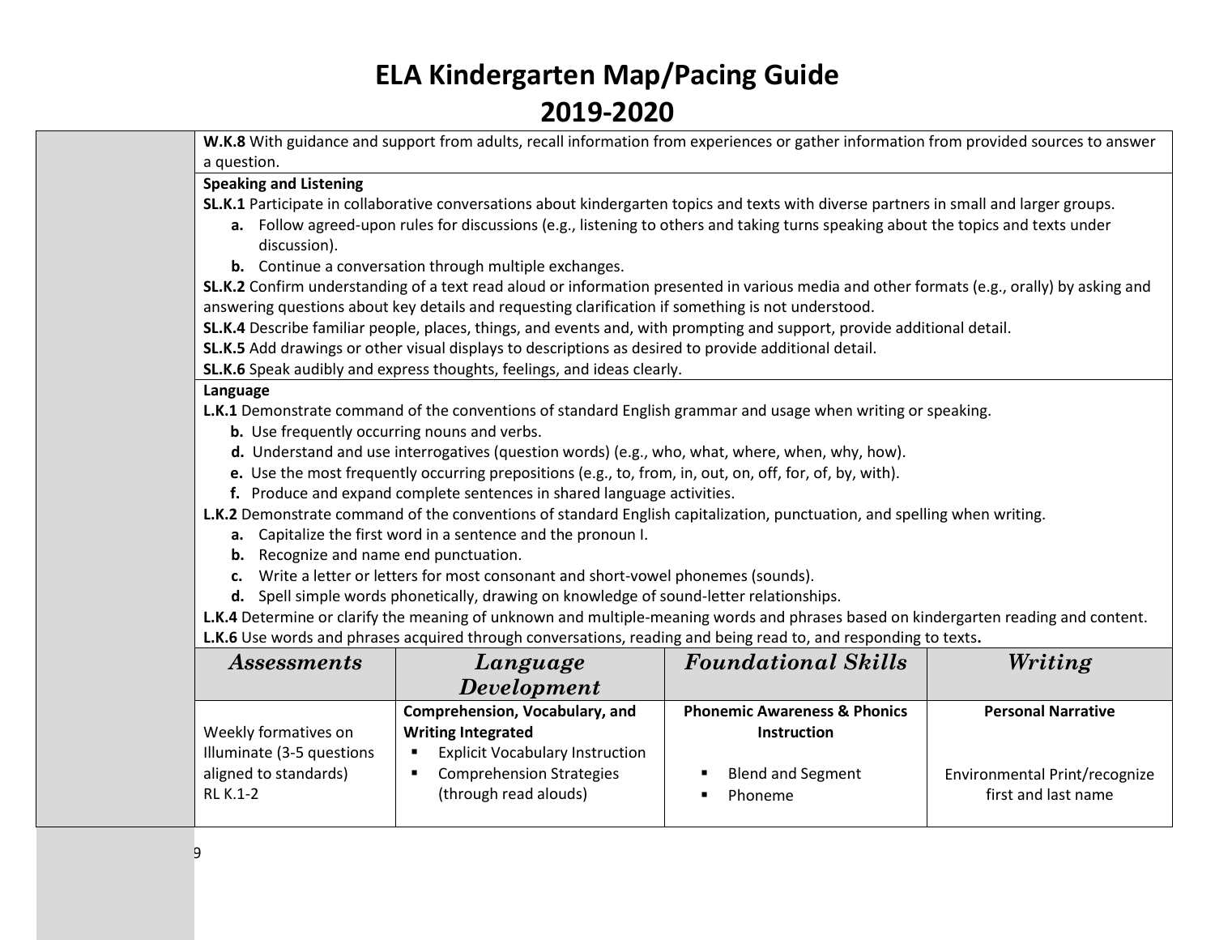# ELA Kindergarten Map/Pacing Guide

# 2019-2020

**W.K.8** With guidance and support from adults, recall information from experiences or gather information from provided sources to answer a question.

**Speaking and Listening**

**SL.K.1** Participate in collaborative conversations about kindergarten topics and texts with diverse partners in small and larger groups.

- **a.** Follow agreed-upon rules for discussions (e.g., listening to others and taking turns speaking about the topics and texts under discussion).
- **b.** Continue a conversation through multiple exchanges.

**SL.K.2** Confirm understanding of a text read aloud or information presented in various media and other formats (e.g., orally) by asking and answering questions about key details and requesting clarification if something is not understood.

**SL.K.4** Describe familiar people, places, things, and events and, with prompting and support, provide additional detail.

**SL.K.5** Add drawings or other visual displays to descriptions as desired to provide additional detail.

**SL.K.6** Speak audibly and express thoughts, feelings, and ideas clearly.

**Language**

**L.K.1** Demonstrate command of the conventions of standard English grammar and usage when writing or speaking.

- **b.** Use frequently occurring nouns and verbs.
- **d.** Understand and use interrogatives (question words) (e.g., who, what, where, when, why, how).
- **e.** Use the most frequently occurring prepositions (e.g., to, from, in, out, on, off, for, of, by, with).
- **f.** Produce and expand complete sentences in shared language activities.

**L.K.2** Demonstrate command of the conventions of standard English capitalization, punctuation, and spelling when writing.

- **a.** Capitalize the first word in a sentence and the pronoun I.
- **b.** Recognize and name end punctuation.
- **c.** Write a letter or letters for most consonant and short-vowel phonemes (sounds).
- **d.** Spell simple words phonetically, drawing on knowledge of sound-letter relationships.

**L.K.4** Determine or clarify the meaning of unknown and multiple-meaning words and phrases based on kindergarten reading and content.

**L.K.6** Use words and phrases acquired through conversations, reading and being read to, and responding to texts**.**

| *Assessments* | *Language Development* | *Foundational Skills* | *Writing* |
|---|---|---|---|
| Weekly formatives on Illuminate (3-5 questions aligned to standards) RL K.1-2 | **Comprehension, Vocabulary, and Writing Integrated**<br>▪ Explicit Vocabulary Instruction<br>▪ Comprehension Strategies (through read alouds) | **Phonemic Awareness & Phonics Instruction**<br>▪ Blend and Segment<br>▪ Phoneme | **Personal Narrative**<br><br>Environmental Print/recognize first and last name |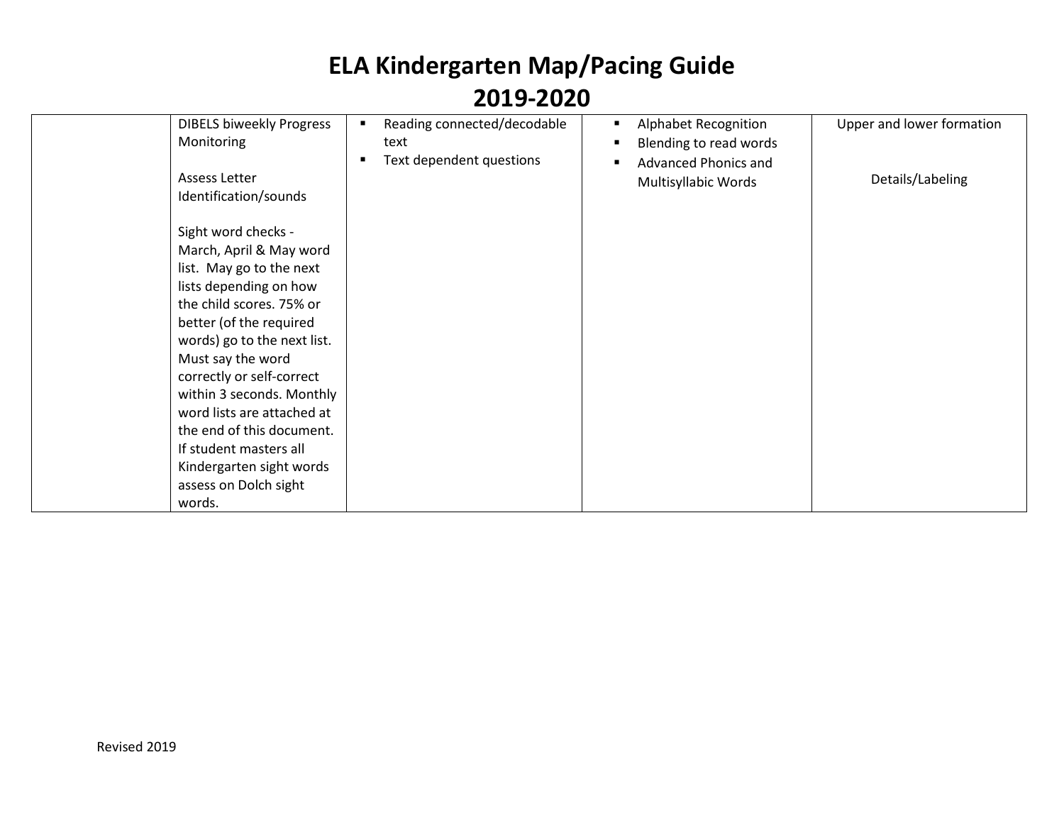# ELA Kindergarten Map/Pacing Guide

# 2019-2020

| | | | | |
|---|---|---|---|---|
| | DIBELS biweekly Progress Monitoring<br><br>Assess Letter Identification/sounds<br><br>Sight word checks - March, April & May word list. May go to the next lists depending on how the child scores. 75% or better (of the required words) go to the next list. Must say the word correctly or self-correct within 3 seconds. Monthly word lists are attached at the end of this document. If student masters all Kindergarten sight words assess on Dolch sight words. | ▪ Reading connected/decodable text<br>▪ Text dependent questions | ▪ Alphabet Recognition<br>▪ Blending to read words<br>▪ Advanced Phonics and Multisyllabic Words | Upper and lower formation<br><br>Details/Labeling |

Revised 2019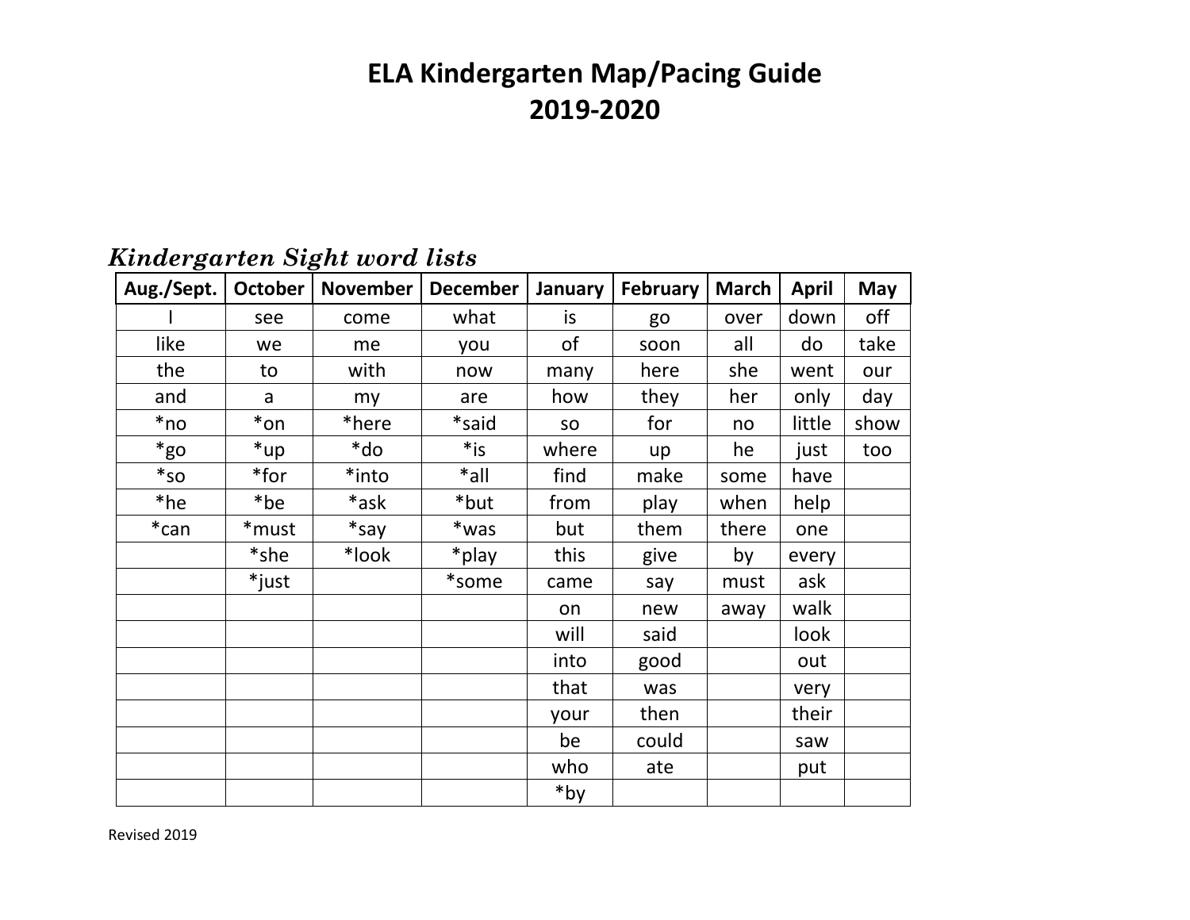# ELA Kindergarten Map/Pacing Guide
## 2019-2020

***Kindergarten Sight word lists***

| Aug./Sept. | October | November | December | January | February | March | April | May |
|---|---|---|---|---|---|---|---|---|
| I | see | come | what | is | go | over | down | off |
| like | we | me | you | of | soon | all | do | take |
| the | to | with | now | many | here | she | went | our |
| and | a | my | are | how | they | her | only | day |
| *no | *on | *here | *said | so | for | no | little | show |
| *go | *up | *do | *is | where | up | he | just | too |
| *so | *for | *into | *all | find | make | some | have | |
| *he | *be | *ask | *but | from | play | when | help | |
| *can | *must | *say | *was | but | them | there | one | |
| | *she | *look | *play | this | give | by | every | |
| | *just | | *some | came | say | must | ask | |
| | | | | on | new | away | walk | |
| | | | | will | said | | look | |
| | | | | into | good | | out | |
| | | | | that | was | | very | |
| | | | | your | then | | their | |
| | | | | be | could | | saw | |
| | | | | who | ate | | put | |
| | | | | *by | | | | |

Revised 2019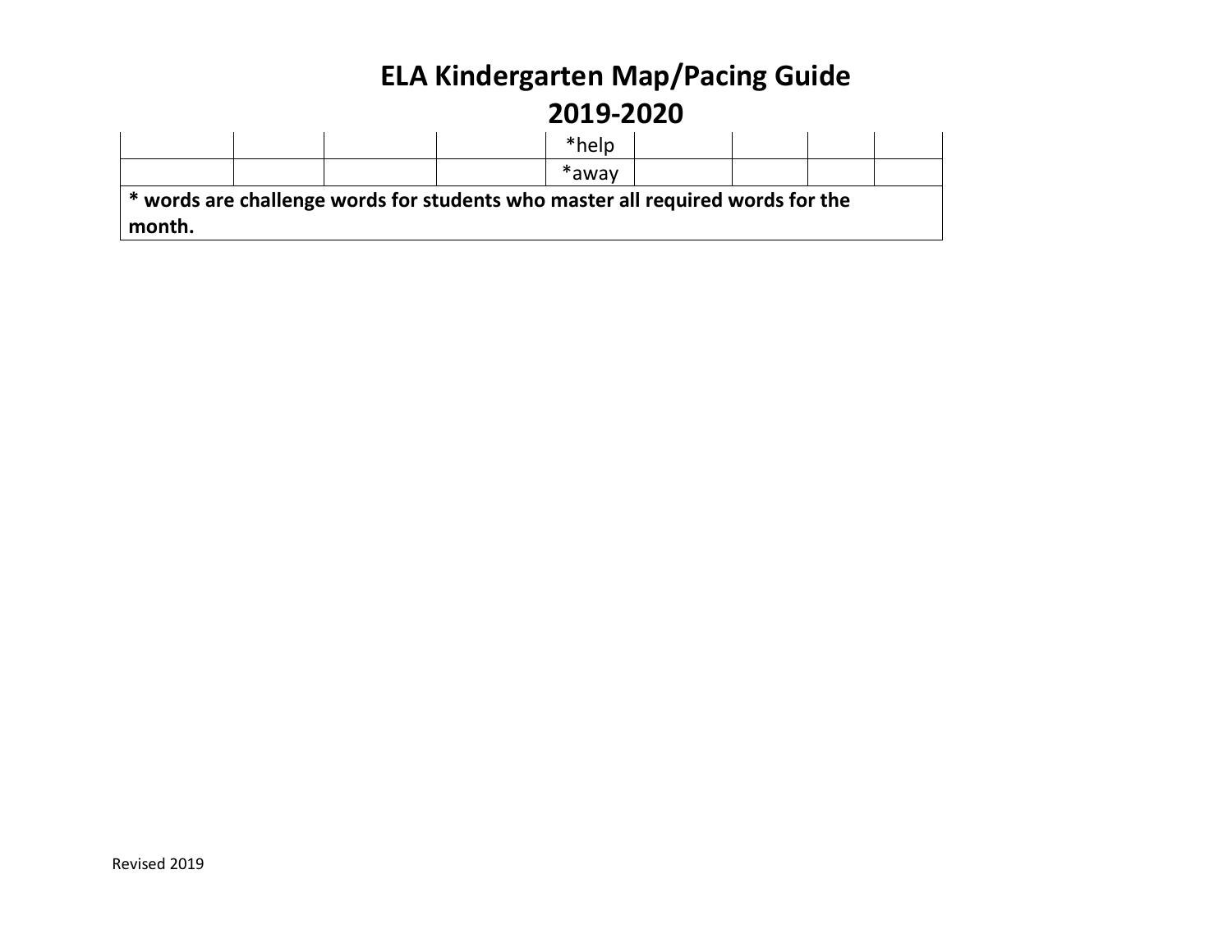| | | | | | | | | |
|---|---|---|---|---|---|---|---|---|
| | | | | *help | | | | |
| | | | | *away | | | | |
| **\* words are challenge words for students who master all required words for the month.** | | | | | | | | |